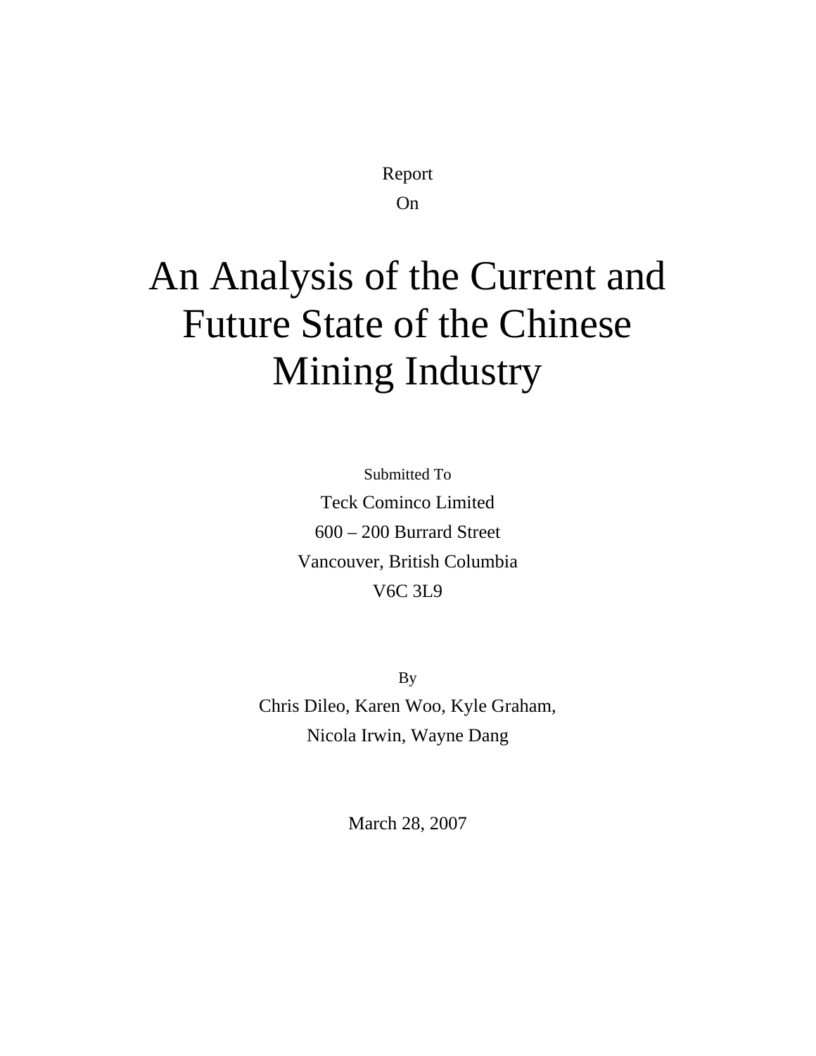Report

On

# An Analysis of the Current and Future State of the Chinese Mining Industry

Submitted To

Teck Cominco Limited

600 – 200 Burrard Street

Vancouver, British Columbia

V6C 3L9

By

Chris Dileo, Karen Woo, Kyle Graham,

Nicola Irwin, Wayne Dang

March 28, 2007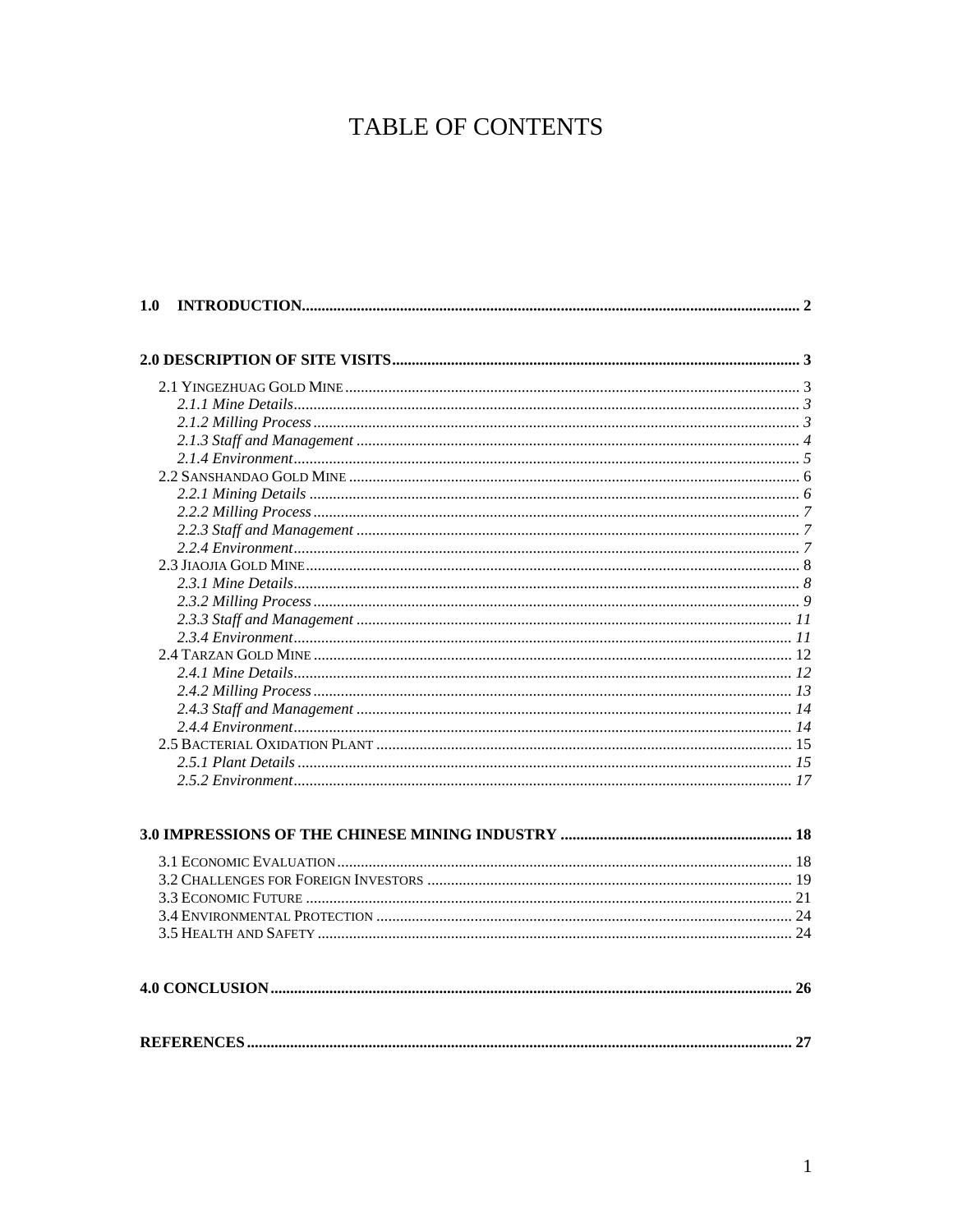# TABLE OF CONTENTS

**1.0 INTRODUCTION** ........ **2**

**2.0 DESCRIPTION OF SITE VISITS** ........ **3**

- 2.1 Yingezhuag Gold Mine ........ 3
  - *2.1.1 Mine Details* ........ *3*
  - *2.1.2 Milling Process* ........ *3*
  - *2.1.3 Staff and Management* ........ *4*
  - *2.1.4 Environment* ........ *5*
- 2.2 Sanshandao Gold Mine ........ 6
  - *2.2.1 Mining Details* ........ *6*
  - *2.2.2 Milling Process* ........ *7*
  - *2.2.3 Staff and Management* ........ *7*
  - *2.2.4 Environment* ........ *7*
- 2.3 Jiaojia Gold Mine ........ 8
  - *2.3.1 Mine Details* ........ *8*
  - *2.3.2 Milling Process* ........ *9*
  - *2.3.3 Staff and Management* ........ *11*
  - *2.3.4 Environment* ........ *11*
- 2.4 Tarzan Gold Mine ........ 12
  - *2.4.1 Mine Details* ........ *12*
  - *2.4.2 Milling Process* ........ *13*
  - *2.4.3 Staff and Management* ........ *14*
  - *2.4.4 Environment* ........ *14*
- 2.5 Bacterial Oxidation Plant ........ 15
  - *2.5.1 Plant Details* ........ *15*
  - *2.5.2 Environment* ........ *17*

**3.0 IMPRESSIONS OF THE CHINESE MINING INDUSTRY** ........ **18**

- 3.1 Economic Evaluation ........ 18
- 3.2 Challenges for Foreign Investors ........ 19
- 3.3 Economic Future ........ 21
- 3.4 Environmental Protection ........ 24
- 3.5 Health and Safety ........ 24

**4.0 CONCLUSION** ........ **26**

**REFERENCES** ........ **27**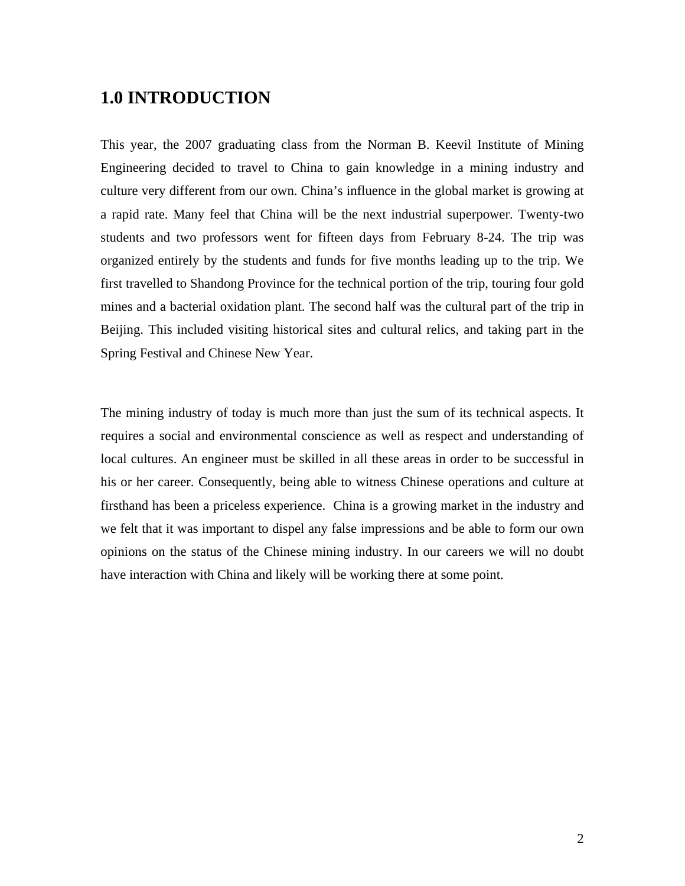## 1.0 INTRODUCTION

This year, the 2007 graduating class from the Norman B. Keevil Institute of Mining Engineering decided to travel to China to gain knowledge in a mining industry and culture very different from our own. China's influence in the global market is growing at a rapid rate. Many feel that China will be the next industrial superpower. Twenty-two students and two professors went for fifteen days from February 8-24. The trip was organized entirely by the students and funds for five months leading up to the trip. We first travelled to Shandong Province for the technical portion of the trip, touring four gold mines and a bacterial oxidation plant. The second half was the cultural part of the trip in Beijing. This included visiting historical sites and cultural relics, and taking part in the Spring Festival and Chinese New Year.

The mining industry of today is much more than just the sum of its technical aspects. It requires a social and environmental conscience as well as respect and understanding of local cultures. An engineer must be skilled in all these areas in order to be successful in his or her career. Consequently, being able to witness Chinese operations and culture at firsthand has been a priceless experience. China is a growing market in the industry and we felt that it was important to dispel any false impressions and be able to form our own opinions on the status of the Chinese mining industry. In our careers we will no doubt have interaction with China and likely will be working there at some point.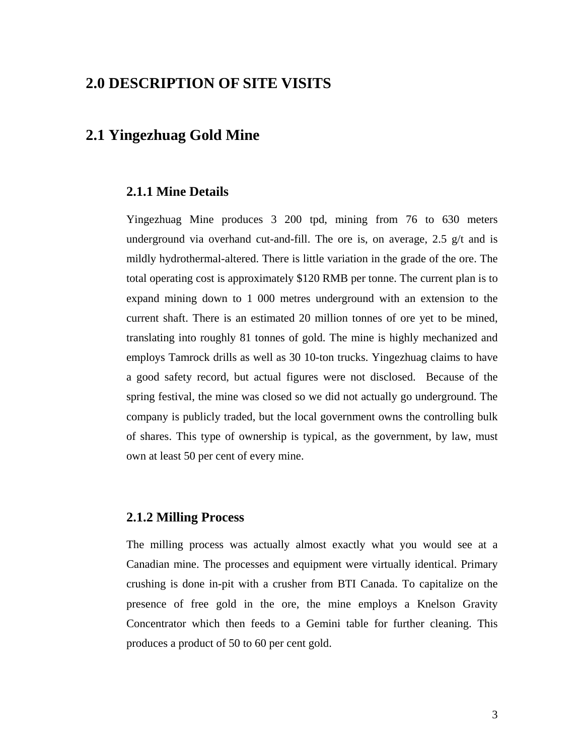# 2.0 DESCRIPTION OF SITE VISITS

## 2.1 Yingezhuag Gold Mine

### 2.1.1 Mine Details

Yingezhuag Mine produces 3 200 tpd, mining from 76 to 630 meters underground via overhand cut-and-fill. The ore is, on average, 2.5 g/t and is mildly hydrothermal-altered. There is little variation in the grade of the ore. The total operating cost is approximately $120 RMB per tonne. The current plan is to expand mining down to 1 000 metres underground with an extension to the current shaft. There is an estimated 20 million tonnes of ore yet to be mined, translating into roughly 81 tonnes of gold. The mine is highly mechanized and employs Tamrock drills as well as 30 10-ton trucks. Yingezhuag claims to have a good safety record, but actual figures were not disclosed. Because of the spring festival, the mine was closed so we did not actually go underground. The company is publicly traded, but the local government owns the controlling bulk of shares. This type of ownership is typical, as the government, by law, must own at least 50 per cent of every mine.

### 2.1.2 Milling Process

The milling process was actually almost exactly what you would see at a Canadian mine. The processes and equipment were virtually identical. Primary crushing is done in-pit with a crusher from BTI Canada. To capitalize on the presence of free gold in the ore, the mine employs a Knelson Gravity Concentrator which then feeds to a Gemini table for further cleaning. This produces a product of 50 to 60 per cent gold.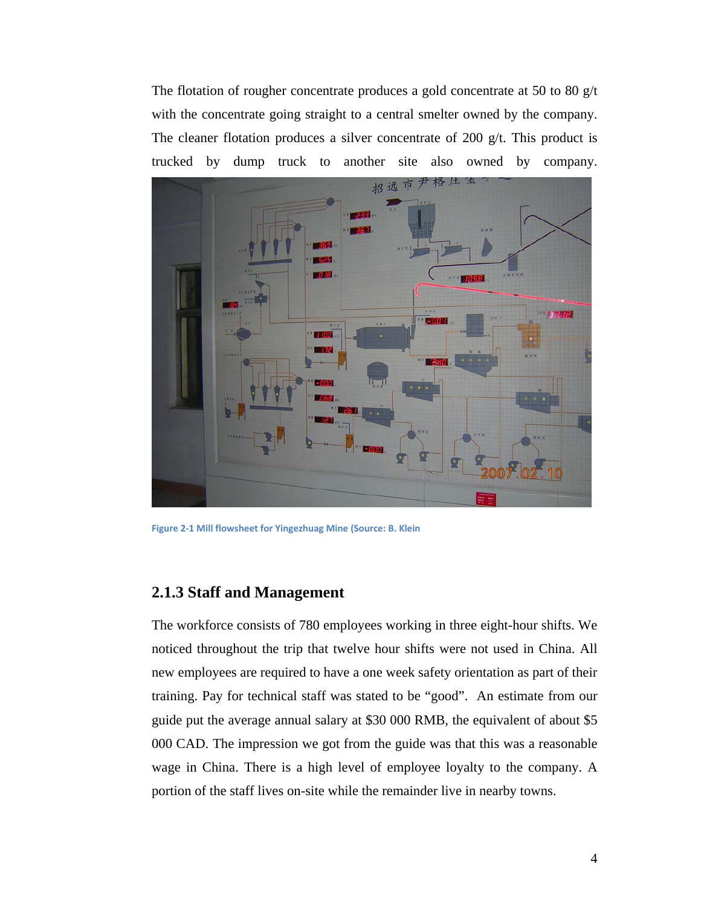The flotation of rougher concentrate produces a gold concentrate at 50 to 80 g/t with the concentrate going straight to a central smelter owned by the company. The cleaner flotation produces a silver concentrate of 200 g/t. This product is trucked by dump truck to another site also owned by company.

Figure 2-1 Mill flowsheet for Yingezhuag Mine (Source: B. Klein

### 2.1.3 Staff and Management

The workforce consists of 780 employees working in three eight-hour shifts. We noticed throughout the trip that twelve hour shifts were not used in China. All new employees are required to have a one week safety orientation as part of their training. Pay for technical staff was stated to be "good". An estimate from our guide put the average annual salary at $30 000 RMB, the equivalent of about $5 000 CAD. The impression we got from the guide was that this was a reasonable wage in China. There is a high level of employee loyalty to the company. A portion of the staff lives on-site while the remainder live in nearby towns.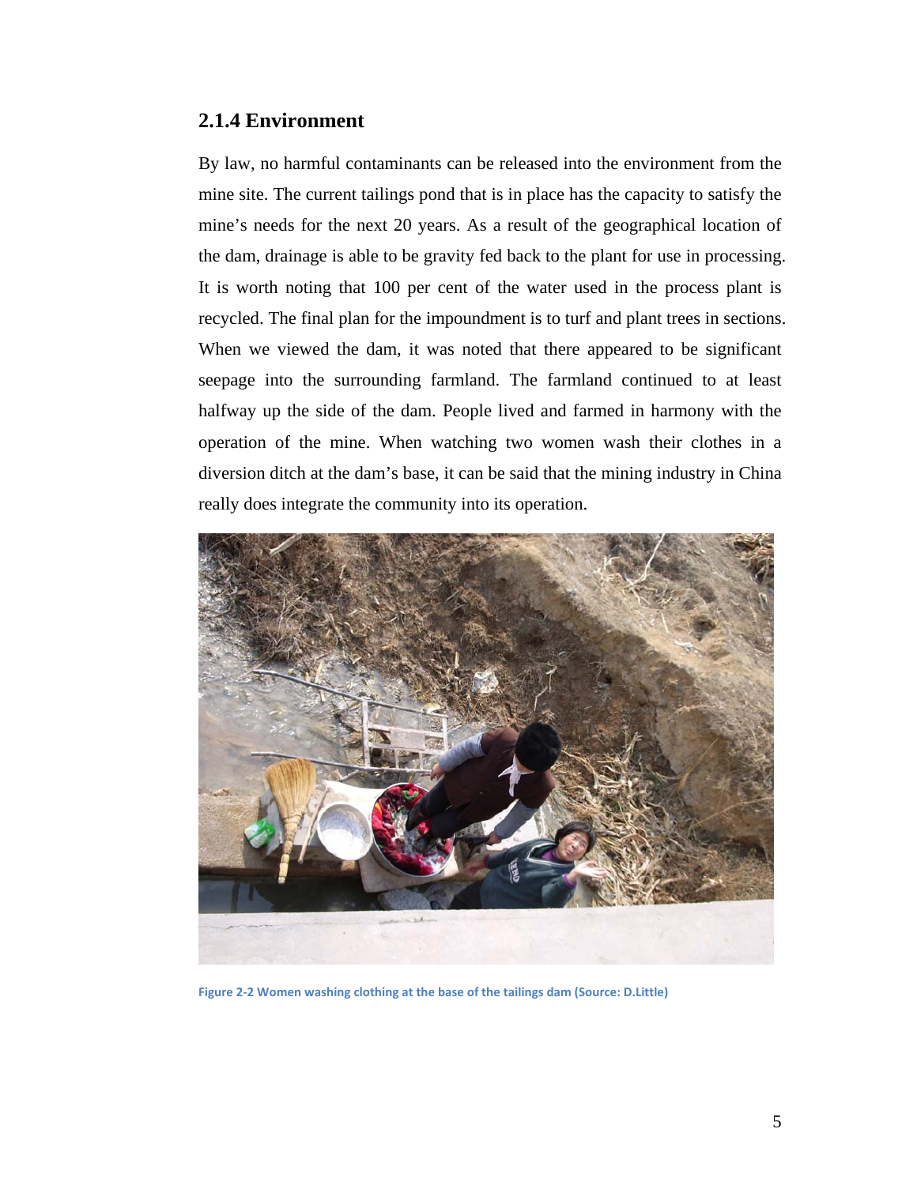### 2.1.4 Environment

By law, no harmful contaminants can be released into the environment from the mine site. The current tailings pond that is in place has the capacity to satisfy the mine's needs for the next 20 years. As a result of the geographical location of the dam, drainage is able to be gravity fed back to the plant for use in processing. It is worth noting that 100 per cent of the water used in the process plant is recycled. The final plan for the impoundment is to turf and plant trees in sections. When we viewed the dam, it was noted that there appeared to be significant seepage into the surrounding farmland. The farmland continued to at least halfway up the side of the dam. People lived and farmed in harmony with the operation of the mine. When watching two women wash their clothes in a diversion ditch at the dam's base, it can be said that the mining industry in China really does integrate the community into its operation.

Figure 2-2 Women washing clothing at the base of the tailings dam (Source: D.Little)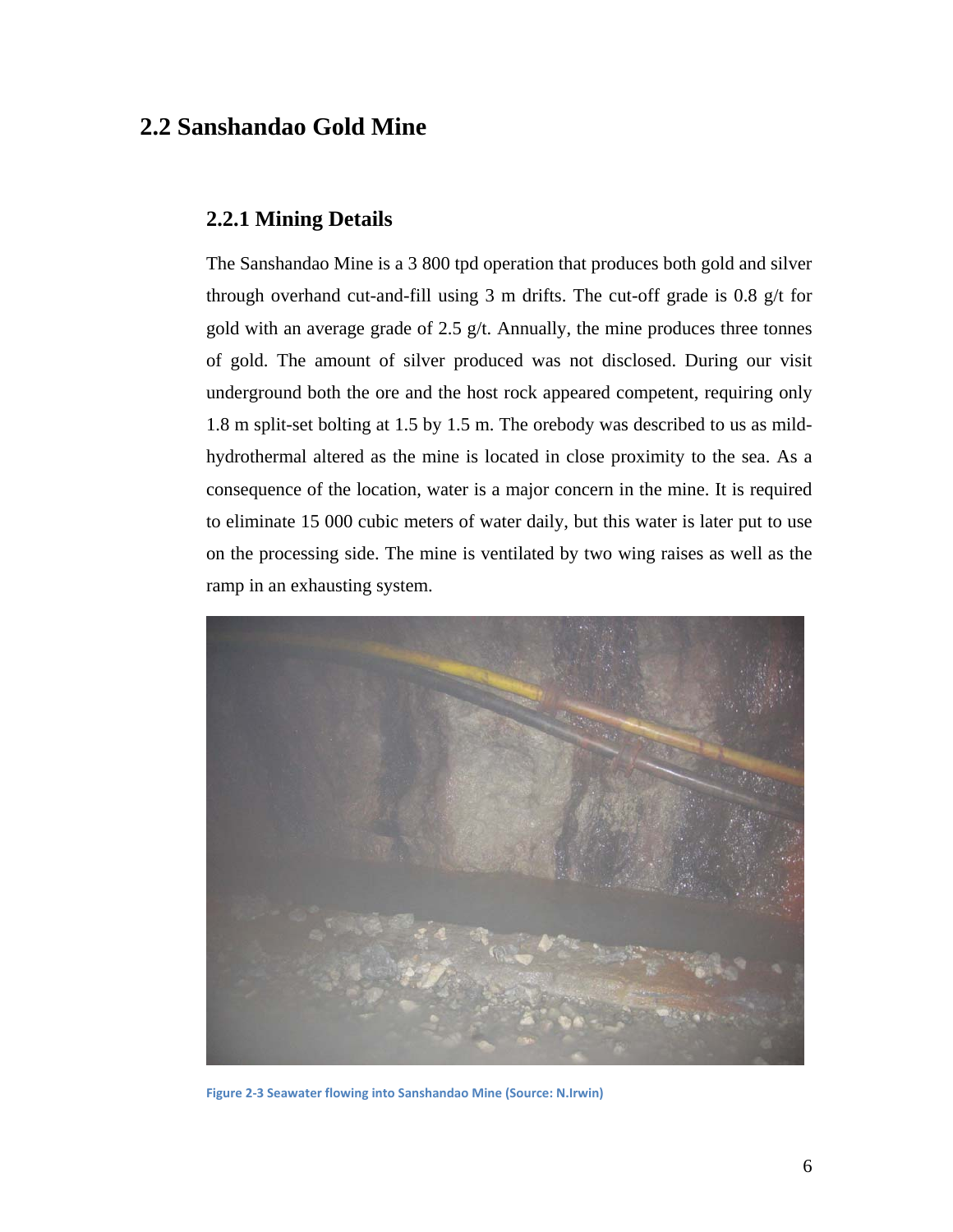## 2.2 Sanshandao Gold Mine

### 2.2.1 Mining Details

The Sanshandao Mine is a 3 800 tpd operation that produces both gold and silver through overhand cut-and-fill using 3 m drifts. The cut-off grade is 0.8 g/t for gold with an average grade of 2.5 g/t. Annually, the mine produces three tonnes of gold. The amount of silver produced was not disclosed. During our visit underground both the ore and the host rock appeared competent, requiring only 1.8 m split-set bolting at 1.5 by 1.5 m. The orebody was described to us as mild-hydrothermal altered as the mine is located in close proximity to the sea. As a consequence of the location, water is a major concern in the mine. It is required to eliminate 15 000 cubic meters of water daily, but this water is later put to use on the processing side. The mine is ventilated by two wing raises as well as the ramp in an exhausting system.

Figure 2-3 Seawater flowing into Sanshandao Mine (Source: N.Irwin)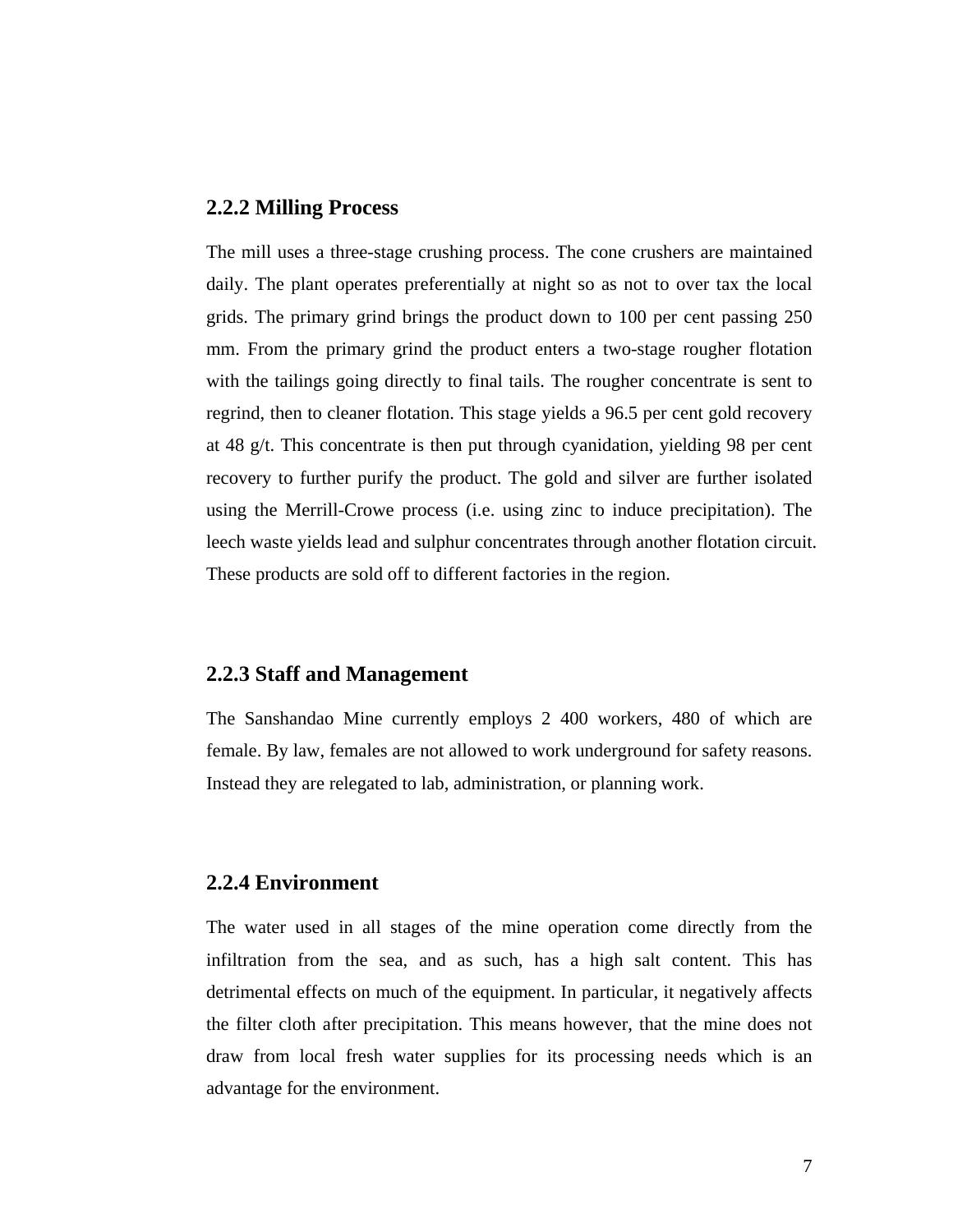### 2.2.2 Milling Process

The mill uses a three-stage crushing process. The cone crushers are maintained daily. The plant operates preferentially at night so as not to over tax the local grids. The primary grind brings the product down to 100 per cent passing 250 mm. From the primary grind the product enters a two-stage rougher flotation with the tailings going directly to final tails. The rougher concentrate is sent to regrind, then to cleaner flotation. This stage yields a 96.5 per cent gold recovery at 48 g/t. This concentrate is then put through cyanidation, yielding 98 per cent recovery to further purify the product. The gold and silver are further isolated using the Merrill-Crowe process (i.e. using zinc to induce precipitation). The leech waste yields lead and sulphur concentrates through another flotation circuit. These products are sold off to different factories in the region.

### 2.2.3 Staff and Management

The Sanshandao Mine currently employs 2 400 workers, 480 of which are female. By law, females are not allowed to work underground for safety reasons. Instead they are relegated to lab, administration, or planning work.

### 2.2.4 Environment

The water used in all stages of the mine operation come directly from the infiltration from the sea, and as such, has a high salt content. This has detrimental effects on much of the equipment. In particular, it negatively affects the filter cloth after precipitation. This means however, that the mine does not draw from local fresh water supplies for its processing needs which is an advantage for the environment.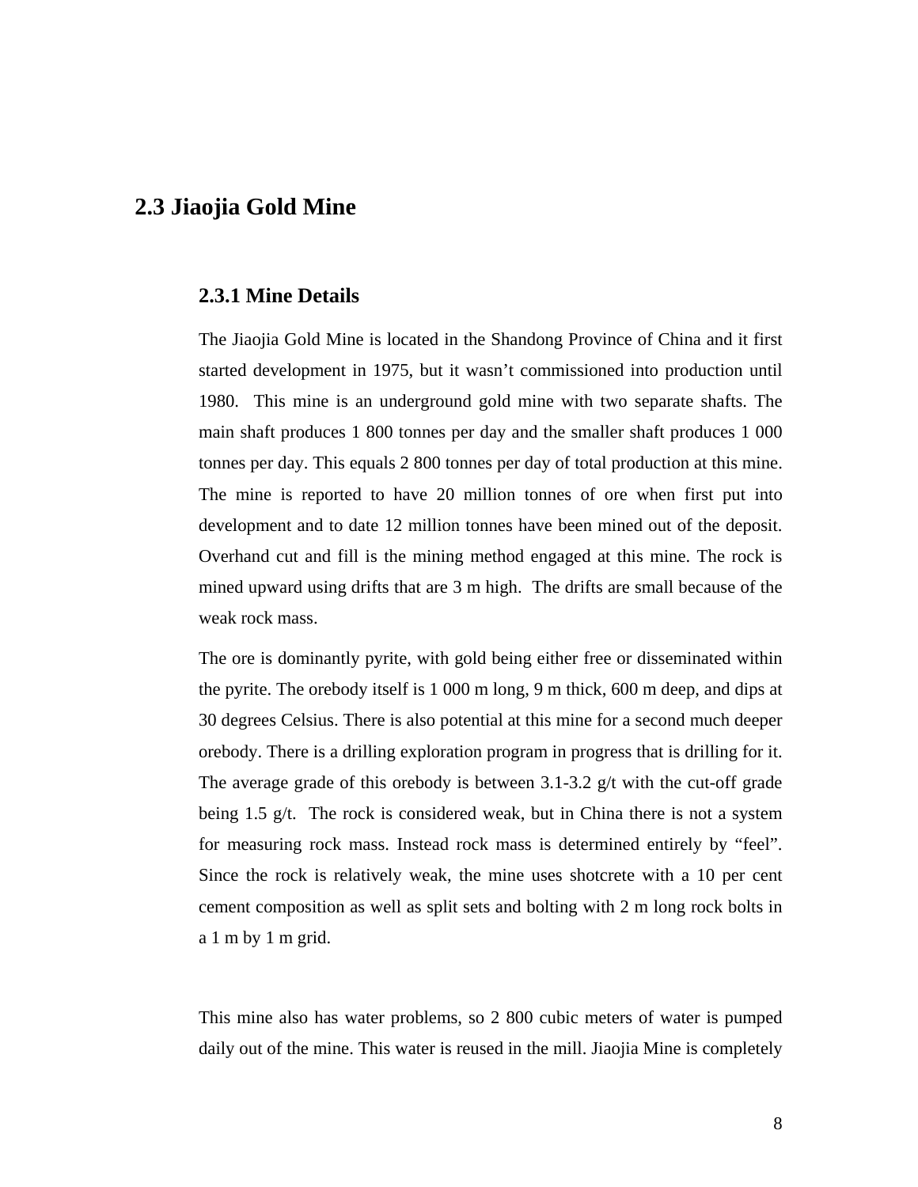## 2.3 Jiaojia Gold Mine

### 2.3.1 Mine Details

The Jiaojia Gold Mine is located in the Shandong Province of China and it first started development in 1975, but it wasn't commissioned into production until 1980. This mine is an underground gold mine with two separate shafts. The main shaft produces 1 800 tonnes per day and the smaller shaft produces 1 000 tonnes per day. This equals 2 800 tonnes per day of total production at this mine. The mine is reported to have 20 million tonnes of ore when first put into development and to date 12 million tonnes have been mined out of the deposit. Overhand cut and fill is the mining method engaged at this mine. The rock is mined upward using drifts that are 3 m high. The drifts are small because of the weak rock mass.

The ore is dominantly pyrite, with gold being either free or disseminated within the pyrite. The orebody itself is 1 000 m long, 9 m thick, 600 m deep, and dips at 30 degrees Celsius. There is also potential at this mine for a second much deeper orebody. There is a drilling exploration program in progress that is drilling for it. The average grade of this orebody is between 3.1-3.2 g/t with the cut-off grade being 1.5 g/t. The rock is considered weak, but in China there is not a system for measuring rock mass. Instead rock mass is determined entirely by "feel". Since the rock is relatively weak, the mine uses shotcrete with a 10 per cent cement composition as well as split sets and bolting with 2 m long rock bolts in a 1 m by 1 m grid.

This mine also has water problems, so 2 800 cubic meters of water is pumped daily out of the mine. This water is reused in the mill. Jiaojia Mine is completely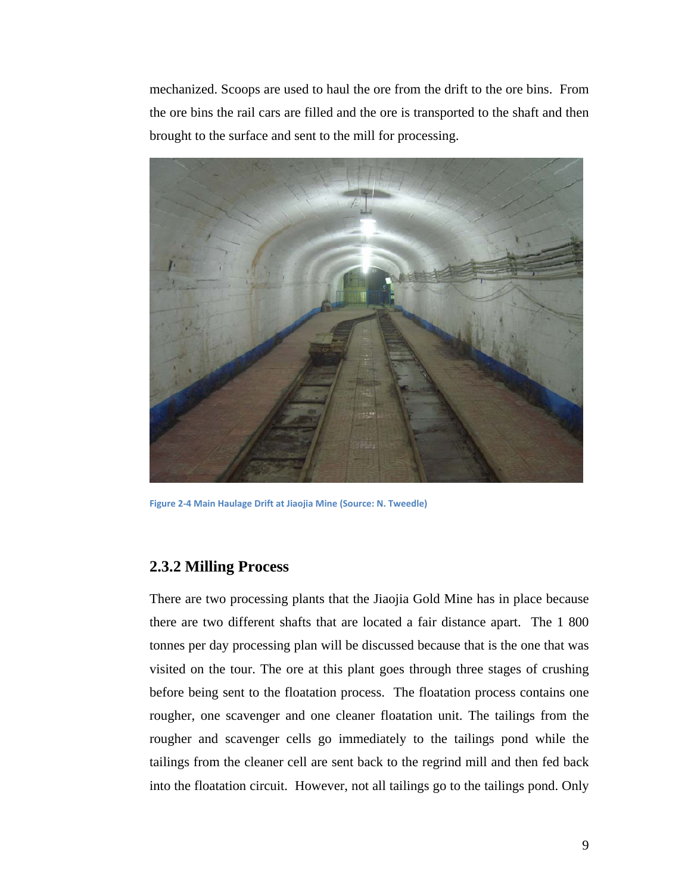mechanized. Scoops are used to haul the ore from the drift to the ore bins. From the ore bins the rail cars are filled and the ore is transported to the shaft and then brought to the surface and sent to the mill for processing.

Figure 2-4 Main Haulage Drift at Jiaojia Mine (Source: N. Tweedle)

### 2.3.2 Milling Process

There are two processing plants that the Jiaojia Gold Mine has in place because there are two different shafts that are located a fair distance apart. The 1 800 tonnes per day processing plan will be discussed because that is the one that was visited on the tour. The ore at this plant goes through three stages of crushing before being sent to the floatation process. The floatation process contains one rougher, one scavenger and one cleaner floatation unit. The tailings from the rougher and scavenger cells go immediately to the tailings pond while the tailings from the cleaner cell are sent back to the regrind mill and then fed back into the floatation circuit. However, not all tailings go to the tailings pond. Only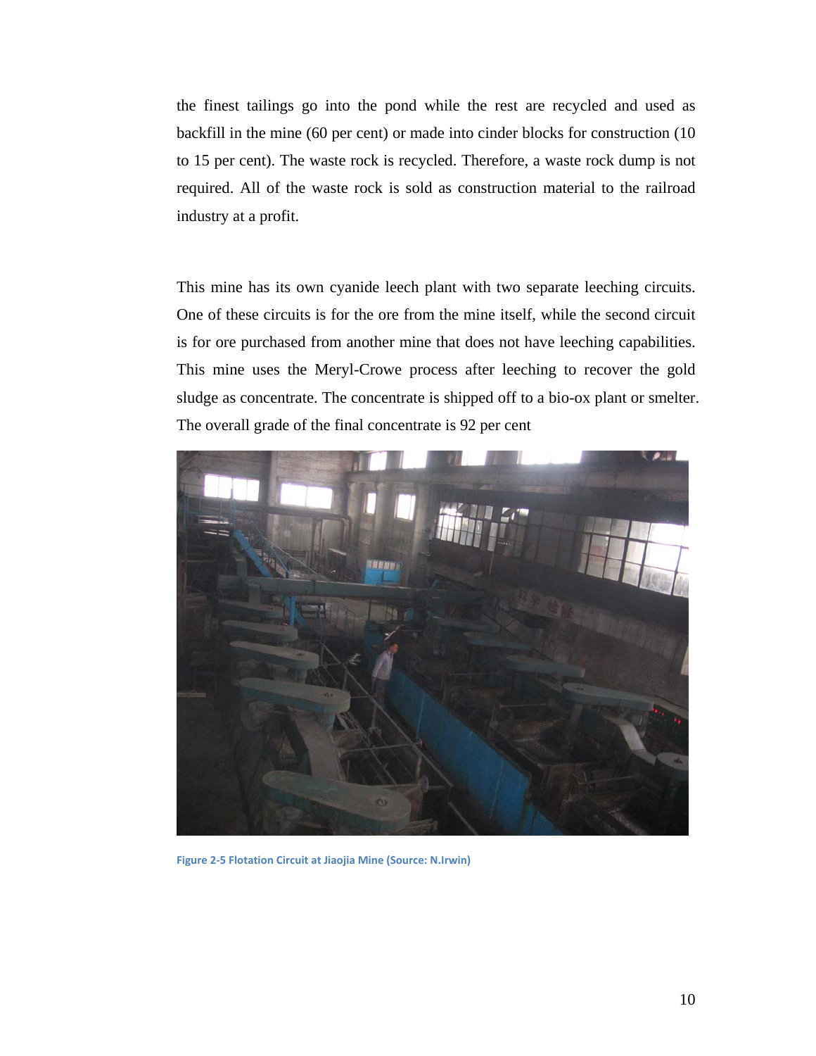the finest tailings go into the pond while the rest are recycled and used as backfill in the mine (60 per cent) or made into cinder blocks for construction (10 to 15 per cent). The waste rock is recycled. Therefore, a waste rock dump is not required. All of the waste rock is sold as construction material to the railroad industry at a profit.

This mine has its own cyanide leech plant with two separate leeching circuits. One of these circuits is for the ore from the mine itself, while the second circuit is for ore purchased from another mine that does not have leeching capabilities. This mine uses the Meryl-Crowe process after leeching to recover the gold sludge as concentrate. The concentrate is shipped off to a bio-ox plant or smelter. The overall grade of the final concentrate is 92 per cent

Figure 2-5 Flotation Circuit at Jiaojia Mine (Source: N.Irwin)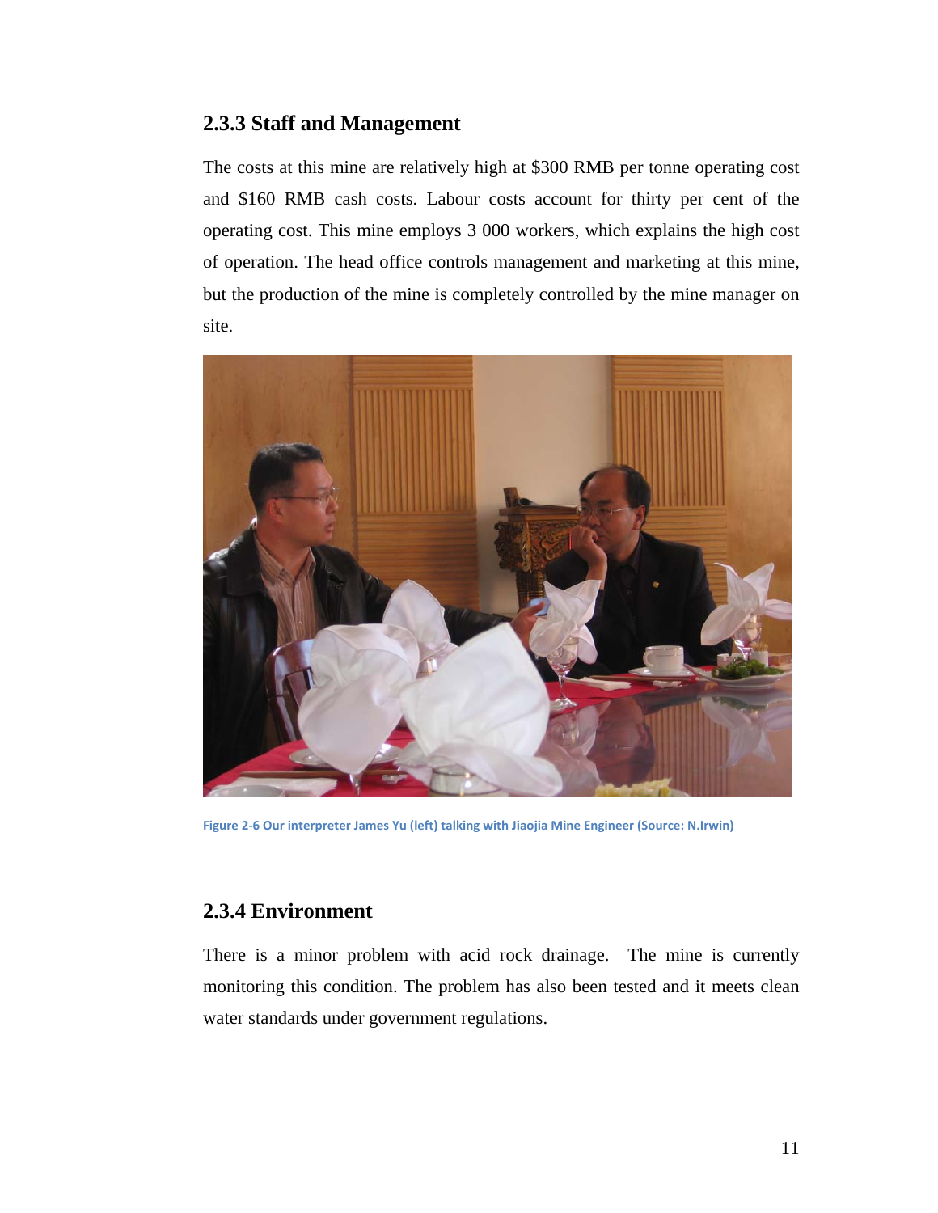### 2.3.3 Staff and Management

The costs at this mine are relatively high at $300 RMB per tonne operating cost and $160 RMB cash costs. Labour costs account for thirty per cent of the operating cost. This mine employs 3 000 workers, which explains the high cost of operation. The head office controls management and marketing at this mine, but the production of the mine is completely controlled by the mine manager on site.

Figure 2-6 Our interpreter James Yu (left) talking with Jiaojia Mine Engineer (Source: N.Irwin)

### 2.3.4 Environment

There is a minor problem with acid rock drainage. The mine is currently monitoring this condition. The problem has also been tested and it meets clean water standards under government regulations.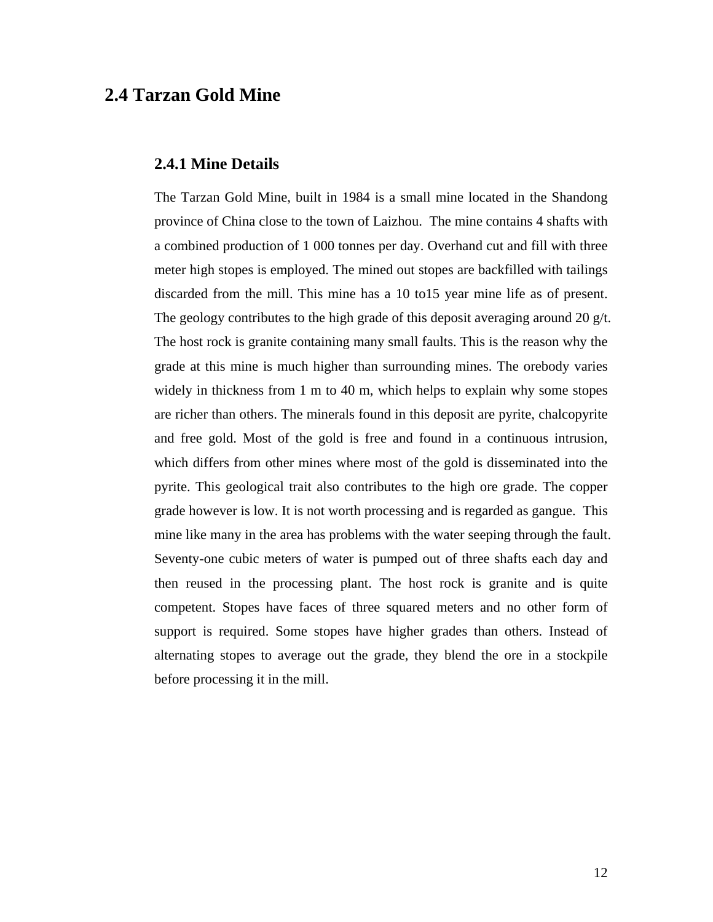## 2.4 Tarzan Gold Mine

### 2.4.1 Mine Details

The Tarzan Gold Mine, built in 1984 is a small mine located in the Shandong province of China close to the town of Laizhou. The mine contains 4 shafts with a combined production of 1 000 tonnes per day. Overhand cut and fill with three meter high stopes is employed. The mined out stopes are backfilled with tailings discarded from the mill. This mine has a 10 to15 year mine life as of present. The geology contributes to the high grade of this deposit averaging around 20 g/t. The host rock is granite containing many small faults. This is the reason why the grade at this mine is much higher than surrounding mines. The orebody varies widely in thickness from 1 m to 40 m, which helps to explain why some stopes are richer than others. The minerals found in this deposit are pyrite, chalcopyrite and free gold. Most of the gold is free and found in a continuous intrusion, which differs from other mines where most of the gold is disseminated into the pyrite. This geological trait also contributes to the high ore grade. The copper grade however is low. It is not worth processing and is regarded as gangue. This mine like many in the area has problems with the water seeping through the fault. Seventy-one cubic meters of water is pumped out of three shafts each day and then reused in the processing plant. The host rock is granite and is quite competent. Stopes have faces of three squared meters and no other form of support is required. Some stopes have higher grades than others. Instead of alternating stopes to average out the grade, they blend the ore in a stockpile before processing it in the mill.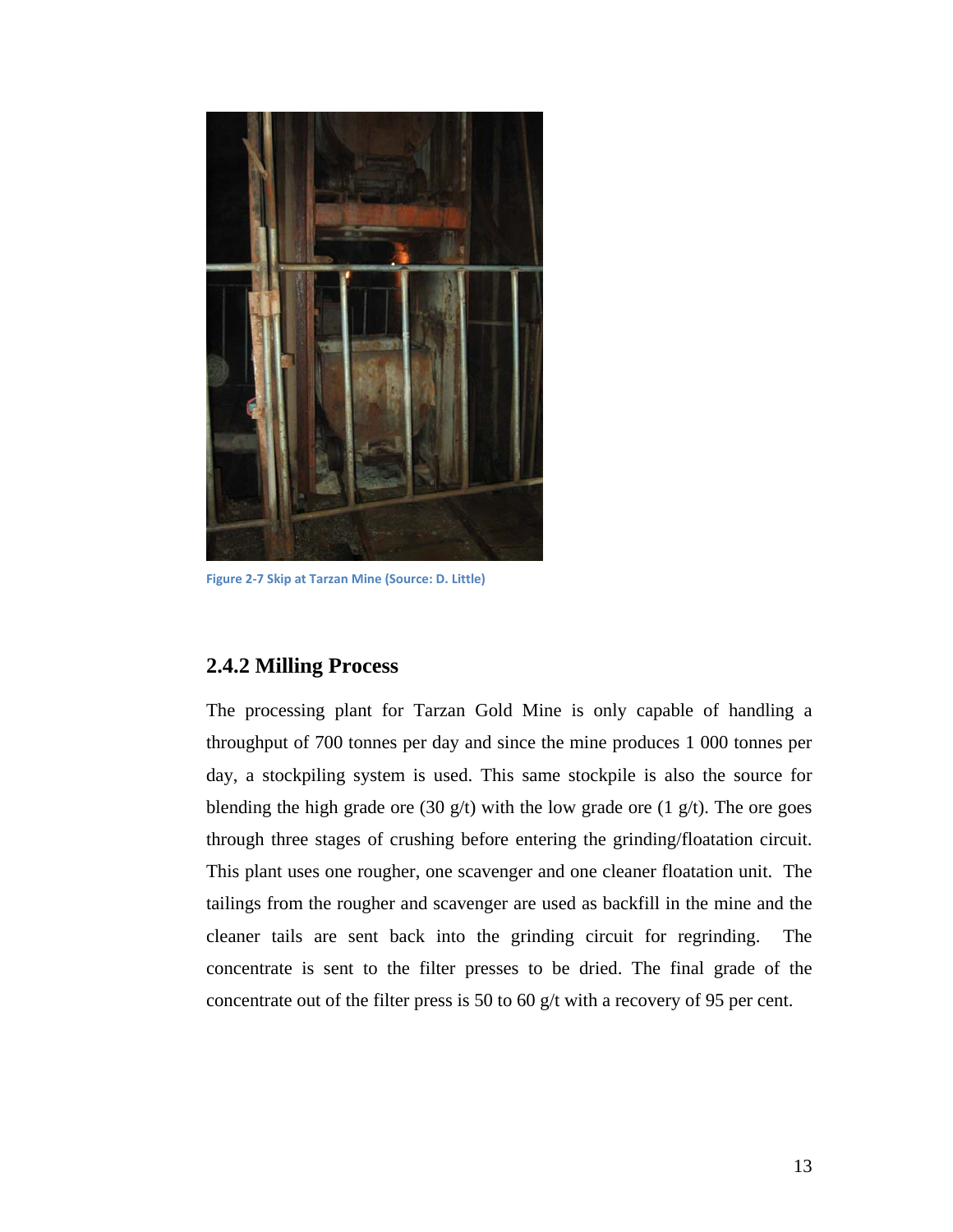Figure 2-7 Skip at Tarzan Mine (Source: D. Little)

### 2.4.2 Milling Process

The processing plant for Tarzan Gold Mine is only capable of handling a throughput of 700 tonnes per day and since the mine produces 1 000 tonnes per day, a stockpiling system is used. This same stockpile is also the source for blending the high grade ore (30 g/t) with the low grade ore (1 g/t). The ore goes through three stages of crushing before entering the grinding/floatation circuit. This plant uses one rougher, one scavenger and one cleaner floatation unit. The tailings from the rougher and scavenger are used as backfill in the mine and the cleaner tails are sent back into the grinding circuit for regrinding. The concentrate is sent to the filter presses to be dried. The final grade of the concentrate out of the filter press is 50 to 60 g/t with a recovery of 95 per cent.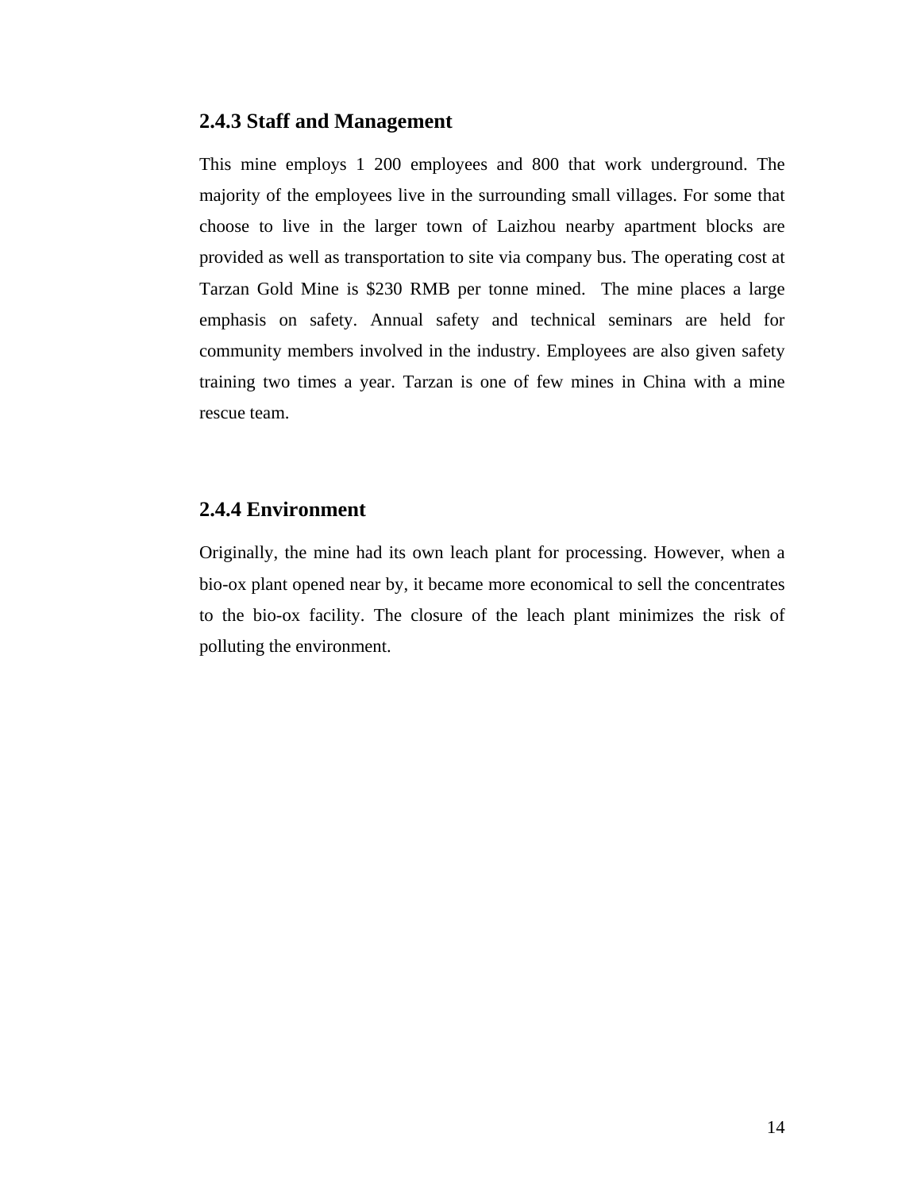### 2.4.3 Staff and Management

This mine employs 1 200 employees and 800 that work underground. The majority of the employees live in the surrounding small villages. For some that choose to live in the larger town of Laizhou nearby apartment blocks are provided as well as transportation to site via company bus. The operating cost at Tarzan Gold Mine is $230 RMB per tonne mined.  The mine places a large emphasis on safety. Annual safety and technical seminars are held for community members involved in the industry. Employees are also given safety training two times a year. Tarzan is one of few mines in China with a mine rescue team.

### 2.4.4 Environment

Originally, the mine had its own leach plant for processing. However, when a bio-ox plant opened near by, it became more economical to sell the concentrates to the bio-ox facility. The closure of the leach plant minimizes the risk of polluting the environment.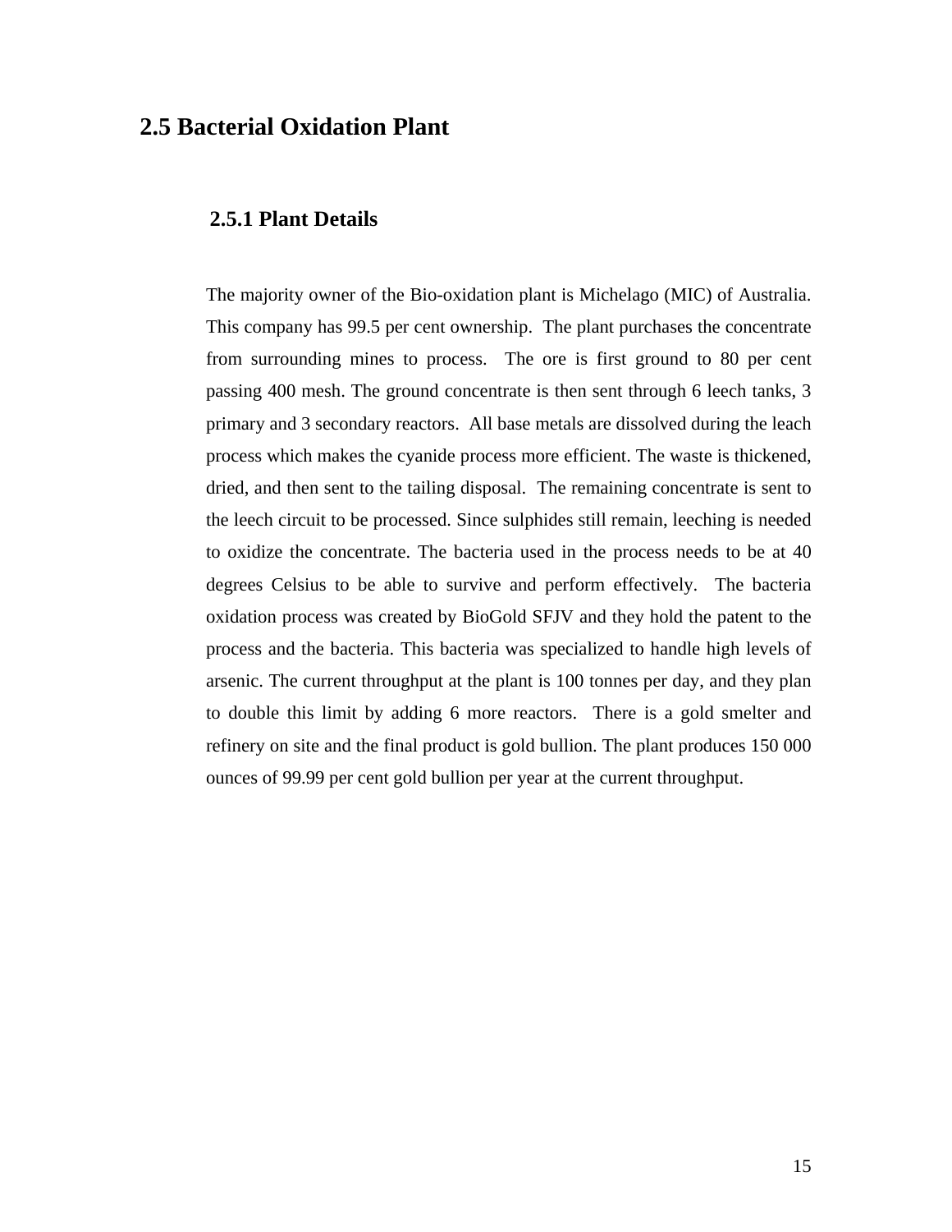## 2.5 Bacterial Oxidation Plant

### 2.5.1 Plant Details

The majority owner of the Bio-oxidation plant is Michelago (MIC) of Australia. This company has 99.5 per cent ownership. The plant purchases the concentrate from surrounding mines to process. The ore is first ground to 80 per cent passing 400 mesh. The ground concentrate is then sent through 6 leech tanks, 3 primary and 3 secondary reactors. All base metals are dissolved during the leach process which makes the cyanide process more efficient. The waste is thickened, dried, and then sent to the tailing disposal. The remaining concentrate is sent to the leech circuit to be processed. Since sulphides still remain, leeching is needed to oxidize the concentrate. The bacteria used in the process needs to be at 40 degrees Celsius to be able to survive and perform effectively. The bacteria oxidation process was created by BioGold SFJV and they hold the patent to the process and the bacteria. This bacteria was specialized to handle high levels of arsenic. The current throughput at the plant is 100 tonnes per day, and they plan to double this limit by adding 6 more reactors. There is a gold smelter and refinery on site and the final product is gold bullion. The plant produces 150 000 ounces of 99.99 per cent gold bullion per year at the current throughput.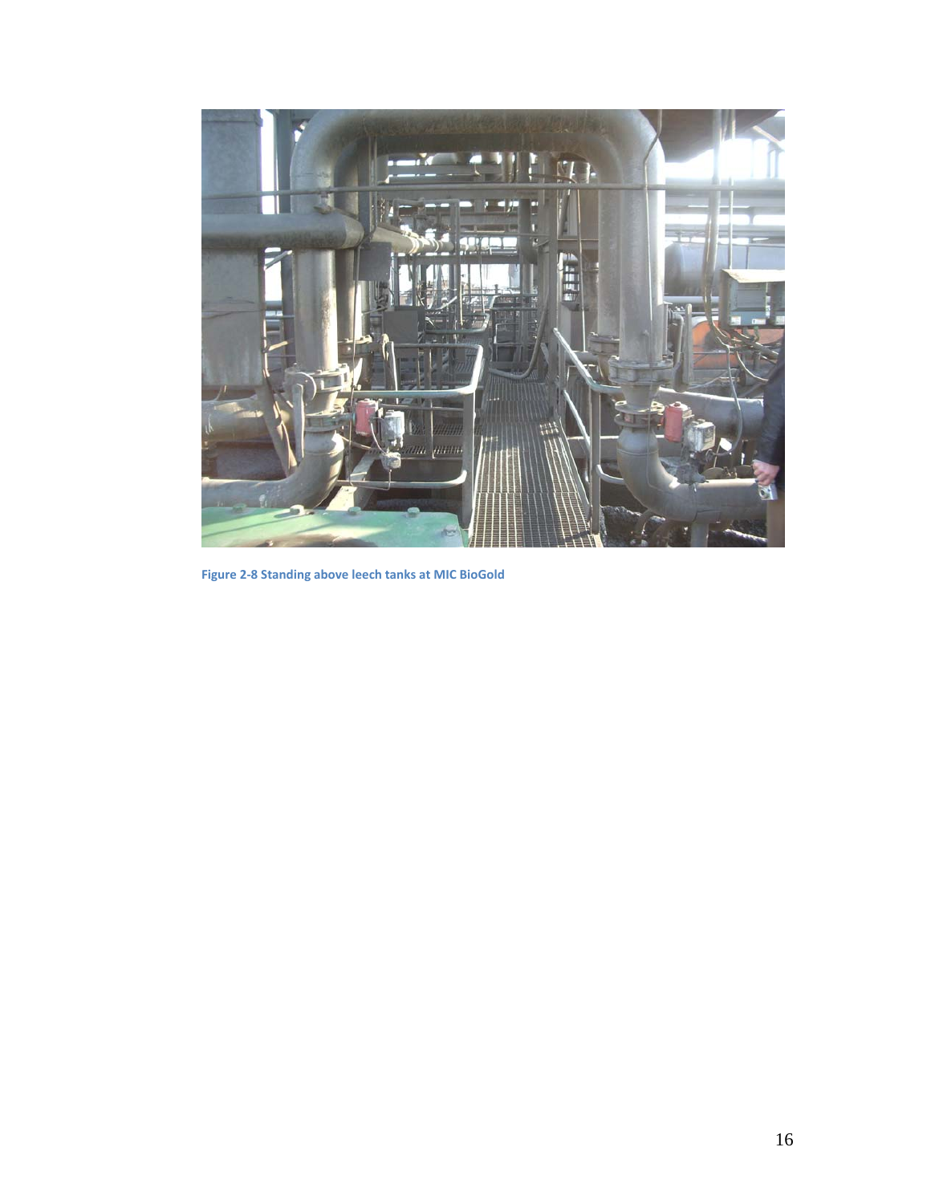Figure 2-8 Standing above leech tanks at MIC BioGold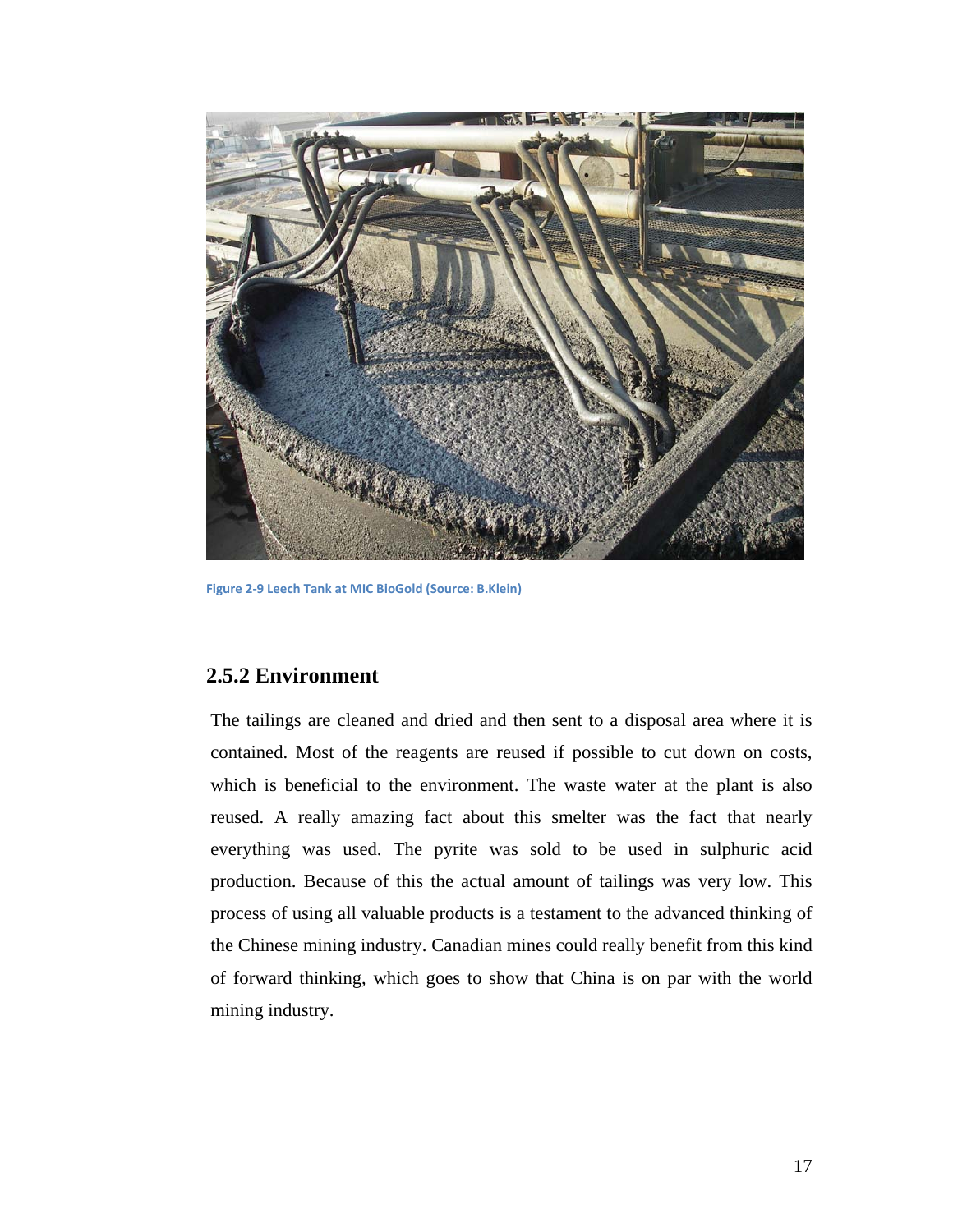Figure 2-9 Leech Tank at MIC BioGold (Source: B.Klein)

### 2.5.2 Environment

The tailings are cleaned and dried and then sent to a disposal area where it is contained. Most of the reagents are reused if possible to cut down on costs, which is beneficial to the environment. The waste water at the plant is also reused. A really amazing fact about this smelter was the fact that nearly everything was used. The pyrite was sold to be used in sulphuric acid production. Because of this the actual amount of tailings was very low. This process of using all valuable products is a testament to the advanced thinking of the Chinese mining industry. Canadian mines could really benefit from this kind of forward thinking, which goes to show that China is on par with the world mining industry.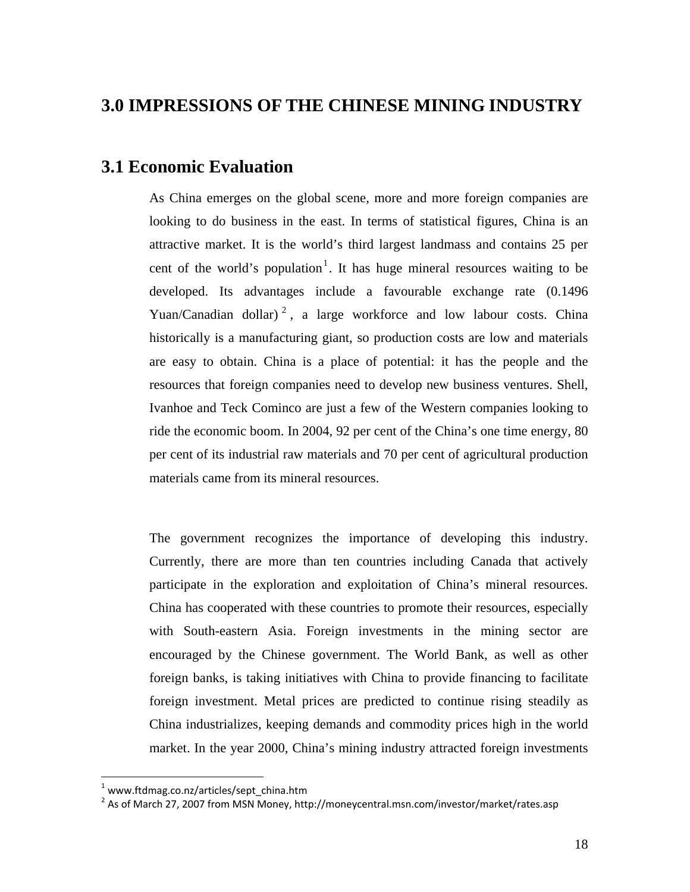# 3.0 IMPRESSIONS OF THE CHINESE MINING INDUSTRY

## 3.1 Economic Evaluation

As China emerges on the global scene, more and more foreign companies are looking to do business in the east. In terms of statistical figures, China is an attractive market. It is the world's third largest landmass and contains 25 per cent of the world's population[1]. It has huge mineral resources waiting to be developed. Its advantages include a favourable exchange rate (0.1496 Yuan/Canadian dollar)[2], a large workforce and low labour costs. China historically is a manufacturing giant, so production costs are low and materials are easy to obtain. China is a place of potential: it has the people and the resources that foreign companies need to develop new business ventures. Shell, Ivanhoe and Teck Cominco are just a few of the Western companies looking to ride the economic boom. In 2004, 92 per cent of the China's one time energy, 80 per cent of its industrial raw materials and 70 per cent of agricultural production materials came from its mineral resources.

The government recognizes the importance of developing this industry. Currently, there are more than ten countries including Canada that actively participate in the exploration and exploitation of China's mineral resources. China has cooperated with these countries to promote their resources, especially with South-eastern Asia. Foreign investments in the mining sector are encouraged by the Chinese government. The World Bank, as well as other foreign banks, is taking initiatives with China to provide financing to facilitate foreign investment. Metal prices are predicted to continue rising steadily as China industrializes, keeping demands and commodity prices high in the world market. In the year 2000, China's mining industry attracted foreign investments

---

[1] www.ftdmag.co.nz/articles/sept_china.htm

[2] As of March 27, 2007 from MSN Money, http://moneycentral.msn.com/investor/market/rates.asp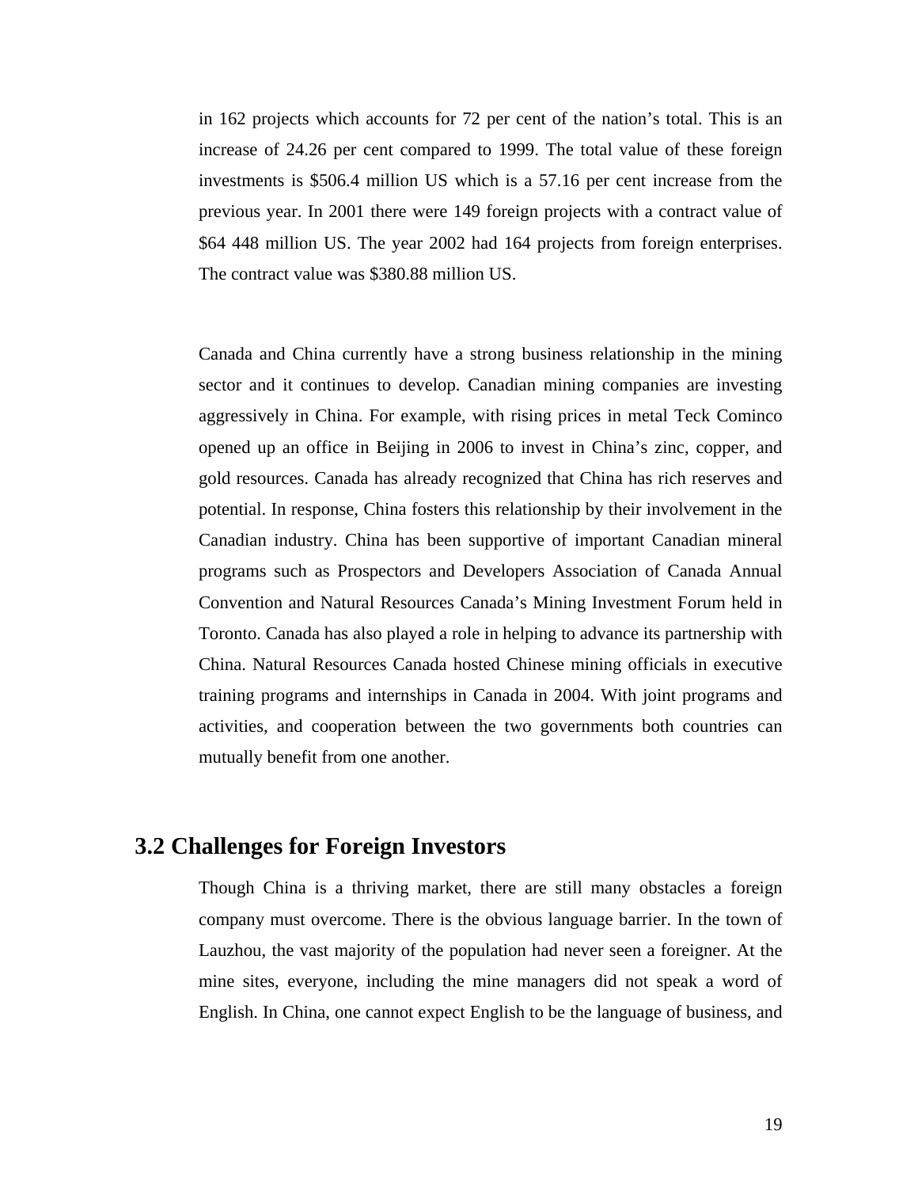in 162 projects which accounts for 72 per cent of the nation's total. This is an increase of 24.26 per cent compared to 1999. The total value of these foreign investments is $506.4 million US which is a 57.16 per cent increase from the previous year. In 2001 there were 149 foreign projects with a contract value of $64 448 million US. The year 2002 had 164 projects from foreign enterprises. The contract value was $380.88 million US.

Canada and China currently have a strong business relationship in the mining sector and it continues to develop. Canadian mining companies are investing aggressively in China. For example, with rising prices in metal Teck Cominco opened up an office in Beijing in 2006 to invest in China's zinc, copper, and gold resources. Canada has already recognized that China has rich reserves and potential. In response, China fosters this relationship by their involvement in the Canadian industry. China has been supportive of important Canadian mineral programs such as Prospectors and Developers Association of Canada Annual Convention and Natural Resources Canada's Mining Investment Forum held in Toronto. Canada has also played a role in helping to advance its partnership with China. Natural Resources Canada hosted Chinese mining officials in executive training programs and internships in Canada in 2004. With joint programs and activities, and cooperation between the two governments both countries can mutually benefit from one another.

## 3.2 Challenges for Foreign Investors

Though China is a thriving market, there are still many obstacles a foreign company must overcome. There is the obvious language barrier. In the town of Lauzhou, the vast majority of the population had never seen a foreigner. At the mine sites, everyone, including the mine managers did not speak a word of English. In China, one cannot expect English to be the language of business, and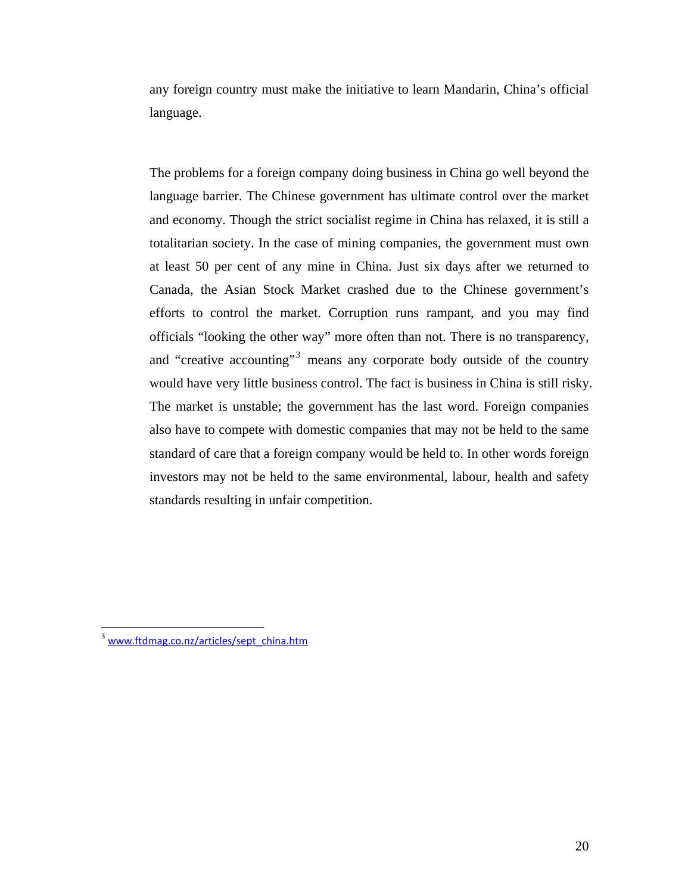any foreign country must make the initiative to learn Mandarin, China's official language.

The problems for a foreign company doing business in China go well beyond the language barrier. The Chinese government has ultimate control over the market and economy. Though the strict socialist regime in China has relaxed, it is still a totalitarian society. In the case of mining companies, the government must own at least 50 per cent of any mine in China. Just six days after we returned to Canada, the Asian Stock Market crashed due to the Chinese government's efforts to control the market. Corruption runs rampant, and you may find officials "looking the other way" more often than not. There is no transparency, and "creative accounting"[3] means any corporate body outside of the country would have very little business control. The fact is business in China is still risky. The market is unstable; the government has the last word. Foreign companies also have to compete with domestic companies that may not be held to the same standard of care that a foreign company would be held to. In other words foreign investors may not be held to the same environmental, labour, health and safety standards resulting in unfair competition.

---

[3] www.ftdmag.co.nz/articles/sept_china.htm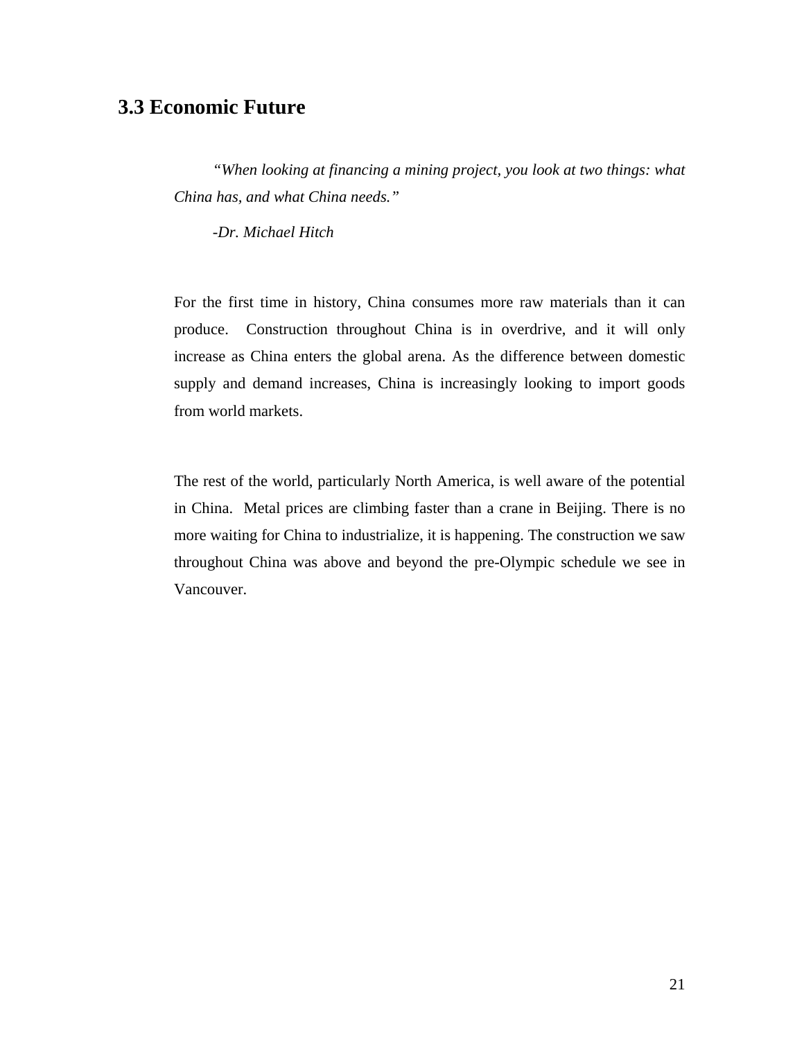## 3.3 Economic Future

*"When looking at financing a mining project, you look at two things: what China has, and what China needs."*

*-Dr. Michael Hitch*

For the first time in history, China consumes more raw materials than it can produce. Construction throughout China is in overdrive, and it will only increase as China enters the global arena. As the difference between domestic supply and demand increases, China is increasingly looking to import goods from world markets.

The rest of the world, particularly North America, is well aware of the potential in China. Metal prices are climbing faster than a crane in Beijing. There is no more waiting for China to industrialize, it is happening. The construction we saw throughout China was above and beyond the pre-Olympic schedule we see in Vancouver.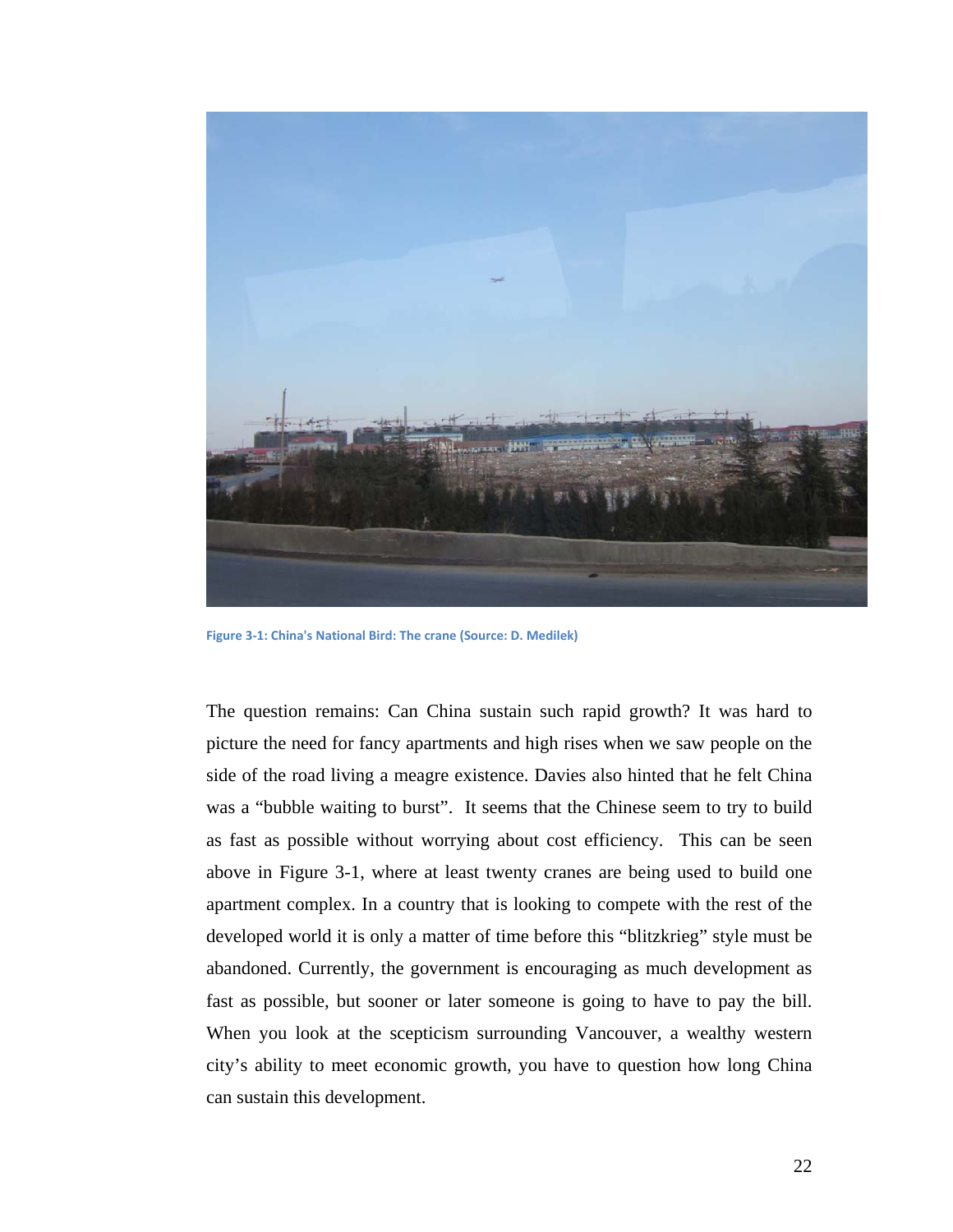Figure 3-1: China's National Bird: The crane (Source: D. Medilek)

The question remains: Can China sustain such rapid growth? It was hard to picture the need for fancy apartments and high rises when we saw people on the side of the road living a meagre existence. Davies also hinted that he felt China was a "bubble waiting to burst". It seems that the Chinese seem to try to build as fast as possible without worrying about cost efficiency. This can be seen above in Figure 3-1, where at least twenty cranes are being used to build one apartment complex. In a country that is looking to compete with the rest of the developed world it is only a matter of time before this "blitzkrieg" style must be abandoned. Currently, the government is encouraging as much development as fast as possible, but sooner or later someone is going to have to pay the bill. When you look at the scepticism surrounding Vancouver, a wealthy western city's ability to meet economic growth, you have to question how long China can sustain this development.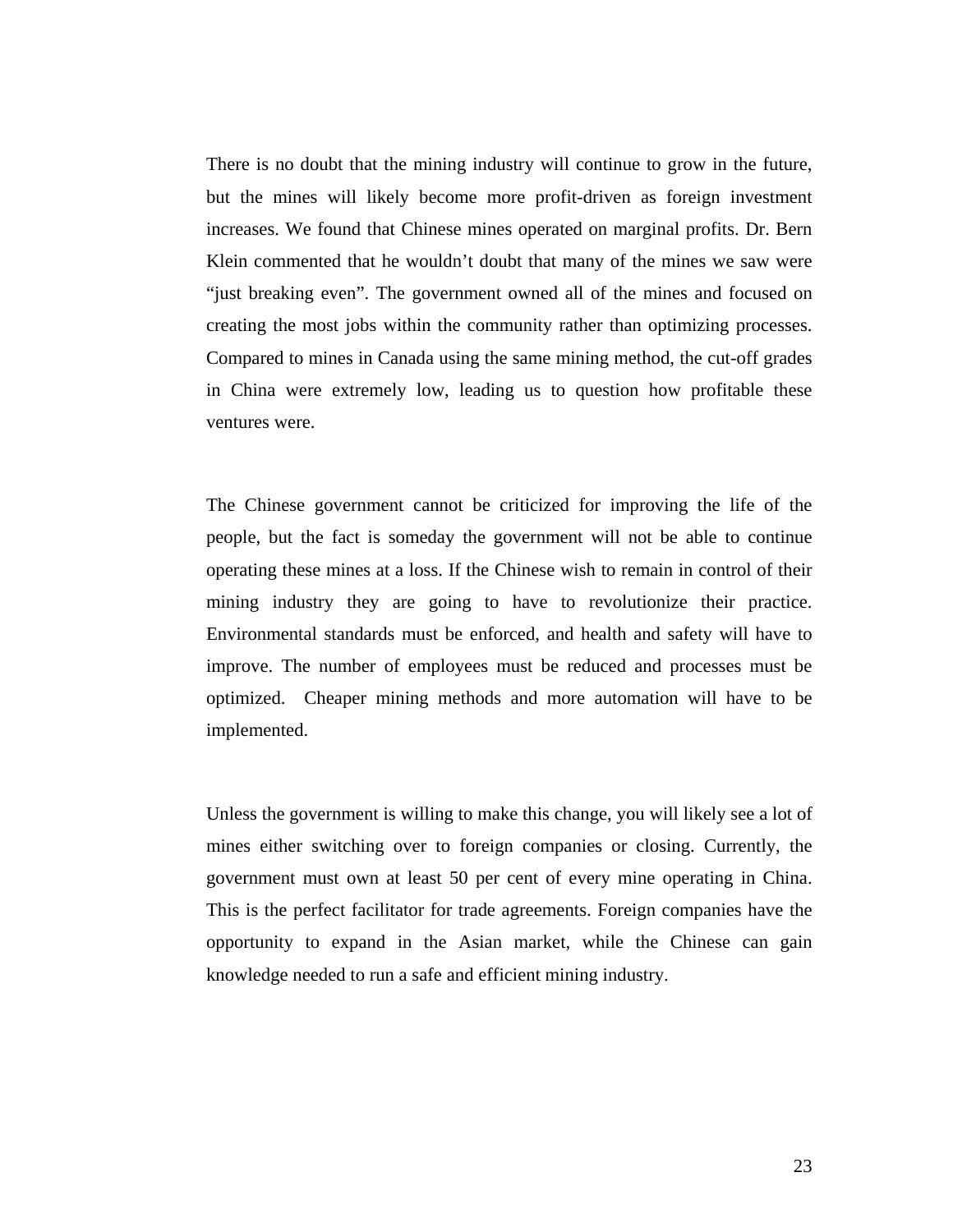There is no doubt that the mining industry will continue to grow in the future, but the mines will likely become more profit-driven as foreign investment increases. We found that Chinese mines operated on marginal profits. Dr. Bern Klein commented that he wouldn't doubt that many of the mines we saw were "just breaking even". The government owned all of the mines and focused on creating the most jobs within the community rather than optimizing processes. Compared to mines in Canada using the same mining method, the cut-off grades in China were extremely low, leading us to question how profitable these ventures were.

The Chinese government cannot be criticized for improving the life of the people, but the fact is someday the government will not be able to continue operating these mines at a loss. If the Chinese wish to remain in control of their mining industry they are going to have to revolutionize their practice. Environmental standards must be enforced, and health and safety will have to improve. The number of employees must be reduced and processes must be optimized. Cheaper mining methods and more automation will have to be implemented.

Unless the government is willing to make this change, you will likely see a lot of mines either switching over to foreign companies or closing. Currently, the government must own at least 50 per cent of every mine operating in China. This is the perfect facilitator for trade agreements. Foreign companies have the opportunity to expand in the Asian market, while the Chinese can gain knowledge needed to run a safe and efficient mining industry.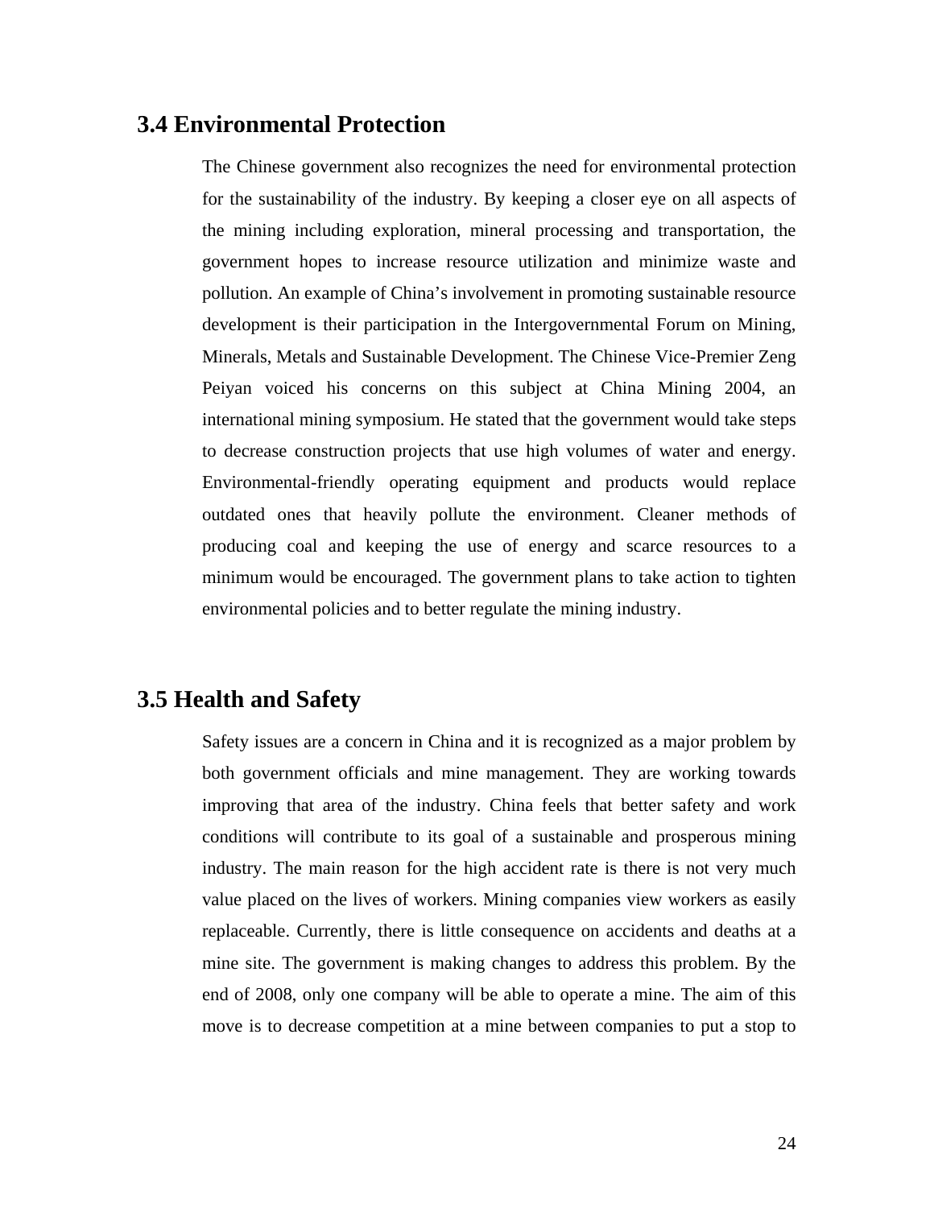## 3.4 Environmental Protection

The Chinese government also recognizes the need for environmental protection for the sustainability of the industry. By keeping a closer eye on all aspects of the mining including exploration, mineral processing and transportation, the government hopes to increase resource utilization and minimize waste and pollution. An example of China's involvement in promoting sustainable resource development is their participation in the Intergovernmental Forum on Mining, Minerals, Metals and Sustainable Development. The Chinese Vice-Premier Zeng Peiyan voiced his concerns on this subject at China Mining 2004, an international mining symposium. He stated that the government would take steps to decrease construction projects that use high volumes of water and energy. Environmental-friendly operating equipment and products would replace outdated ones that heavily pollute the environment. Cleaner methods of producing coal and keeping the use of energy and scarce resources to a minimum would be encouraged. The government plans to take action to tighten environmental policies and to better regulate the mining industry.

## 3.5 Health and Safety

Safety issues are a concern in China and it is recognized as a major problem by both government officials and mine management. They are working towards improving that area of the industry. China feels that better safety and work conditions will contribute to its goal of a sustainable and prosperous mining industry. The main reason for the high accident rate is there is not very much value placed on the lives of workers. Mining companies view workers as easily replaceable. Currently, there is little consequence on accidents and deaths at a mine site. The government is making changes to address this problem. By the end of 2008, only one company will be able to operate a mine. The aim of this move is to decrease competition at a mine between companies to put a stop to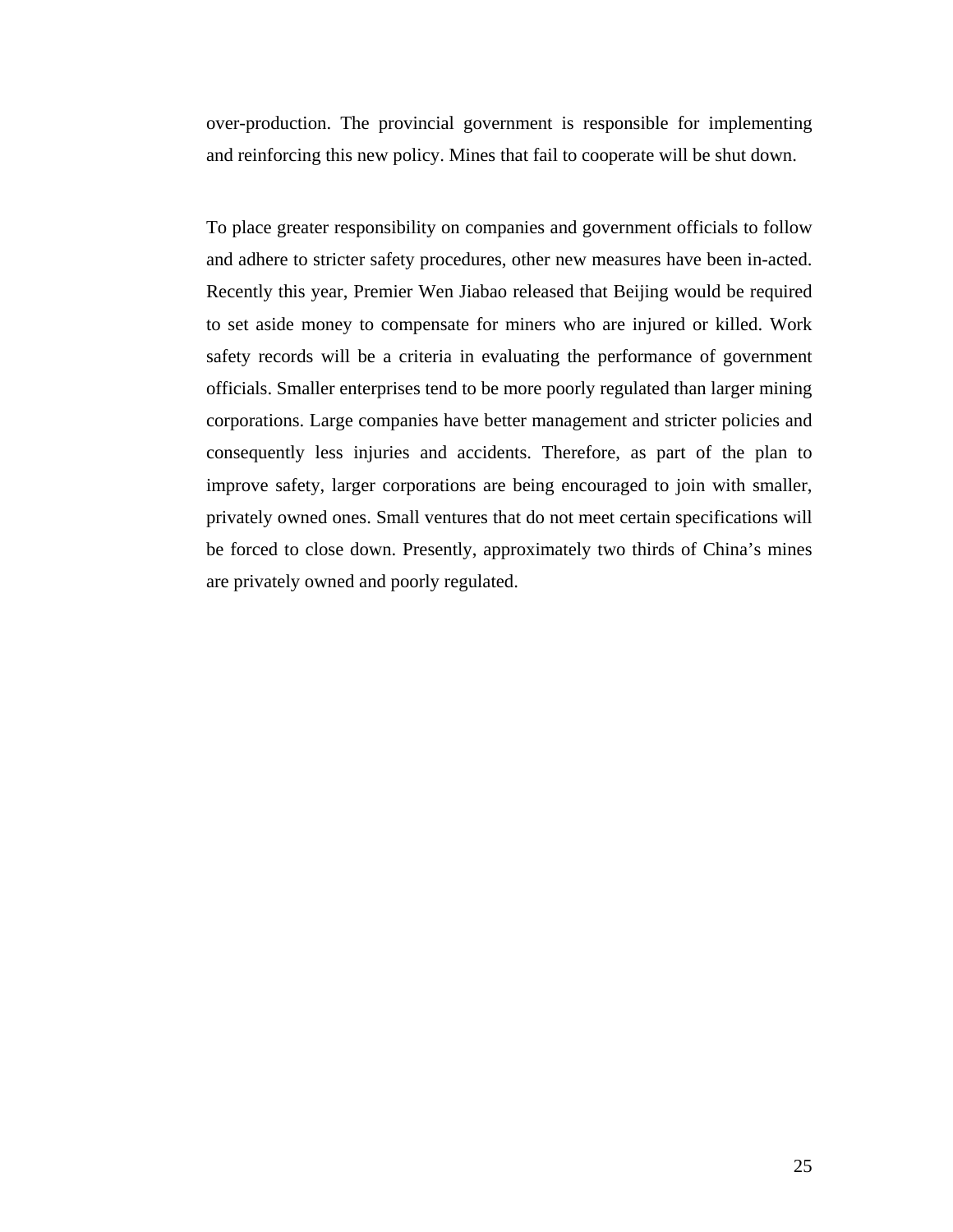over-production. The provincial government is responsible for implementing and reinforcing this new policy. Mines that fail to cooperate will be shut down.

To place greater responsibility on companies and government officials to follow and adhere to stricter safety procedures, other new measures have been in-acted. Recently this year, Premier Wen Jiabao released that Beijing would be required to set aside money to compensate for miners who are injured or killed. Work safety records will be a criteria in evaluating the performance of government officials. Smaller enterprises tend to be more poorly regulated than larger mining corporations. Large companies have better management and stricter policies and consequently less injuries and accidents. Therefore, as part of the plan to improve safety, larger corporations are being encouraged to join with smaller, privately owned ones. Small ventures that do not meet certain specifications will be forced to close down. Presently, approximately two thirds of China's mines are privately owned and poorly regulated.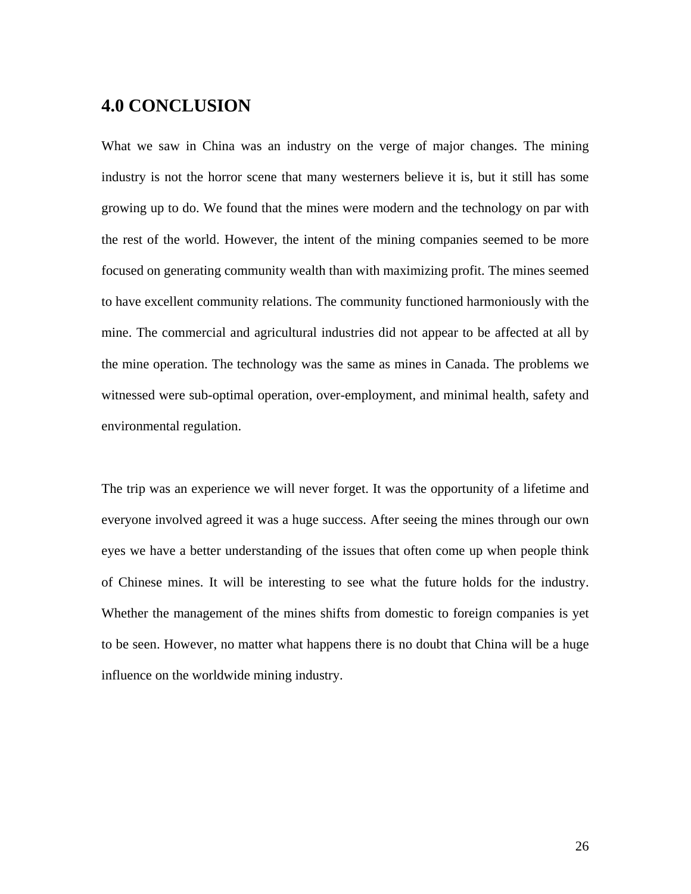## 4.0 CONCLUSION

What we saw in China was an industry on the verge of major changes. The mining industry is not the horror scene that many westerners believe it is, but it still has some growing up to do. We found that the mines were modern and the technology on par with the rest of the world. However, the intent of the mining companies seemed to be more focused on generating community wealth than with maximizing profit. The mines seemed to have excellent community relations. The community functioned harmoniously with the mine. The commercial and agricultural industries did not appear to be affected at all by the mine operation. The technology was the same as mines in Canada. The problems we witnessed were sub-optimal operation, over-employment, and minimal health, safety and environmental regulation.

The trip was an experience we will never forget. It was the opportunity of a lifetime and everyone involved agreed it was a huge success. After seeing the mines through our own eyes we have a better understanding of the issues that often come up when people think of Chinese mines. It will be interesting to see what the future holds for the industry. Whether the management of the mines shifts from domestic to foreign companies is yet to be seen. However, no matter what happens there is no doubt that China will be a huge influence on the worldwide mining industry.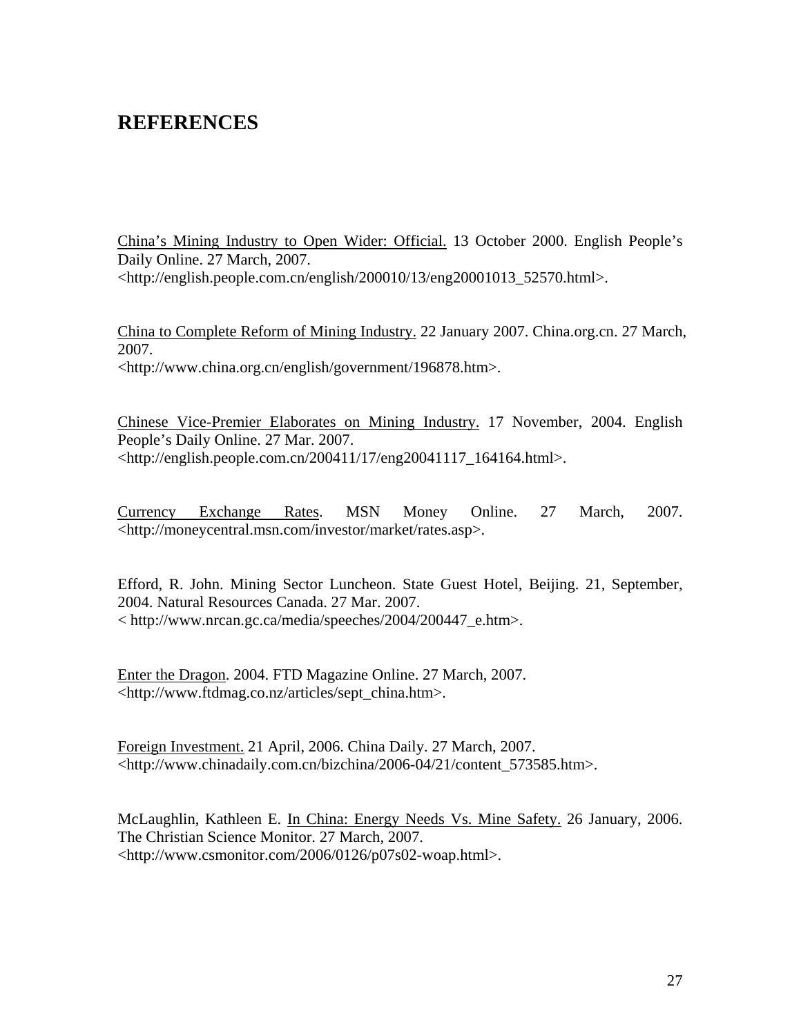# REFERENCES

<u>China's Mining Industry to Open Wider: Official.</u> 13 October 2000. English People's Daily Online. 27 March, 2007.
<http://english.people.com.cn/english/200010/13/eng20001013_52570.html>.

<u>China to Complete Reform of Mining Industry.</u> 22 January 2007. China.org.cn. 27 March, 2007.
<http://www.china.org.cn/english/government/196878.htm>.

<u>Chinese Vice-Premier Elaborates on Mining Industry.</u> 17 November, 2004. English People's Daily Online. 27 Mar. 2007.
<http://english.people.com.cn/200411/17/eng20041117_164164.html>.

<u>Currency Exchange Rates</u>. MSN Money Online. 27 March, 2007. <http://moneycentral.msn.com/investor/market/rates.asp>.

Efford, R. John. Mining Sector Luncheon. State Guest Hotel, Beijing. 21, September, 2004. Natural Resources Canada. 27 Mar. 2007.
< http://www.nrcan.gc.ca/media/speeches/2004/200447_e.htm>.

<u>Enter the Dragon</u>. 2004. FTD Magazine Online. 27 March, 2007.
<http://www.ftdmag.co.nz/articles/sept_china.htm>.

<u>Foreign Investment.</u> 21 April, 2006. China Daily. 27 March, 2007.
<http://www.chinadaily.com.cn/bizchina/2006-04/21/content_573585.htm>.

McLaughlin, Kathleen E. <u>In China: Energy Needs Vs. Mine Safety.</u> 26 January, 2006. The Christian Science Monitor. 27 March, 2007.
<http://www.csmonitor.com/2006/0126/p07s02-woap.html>.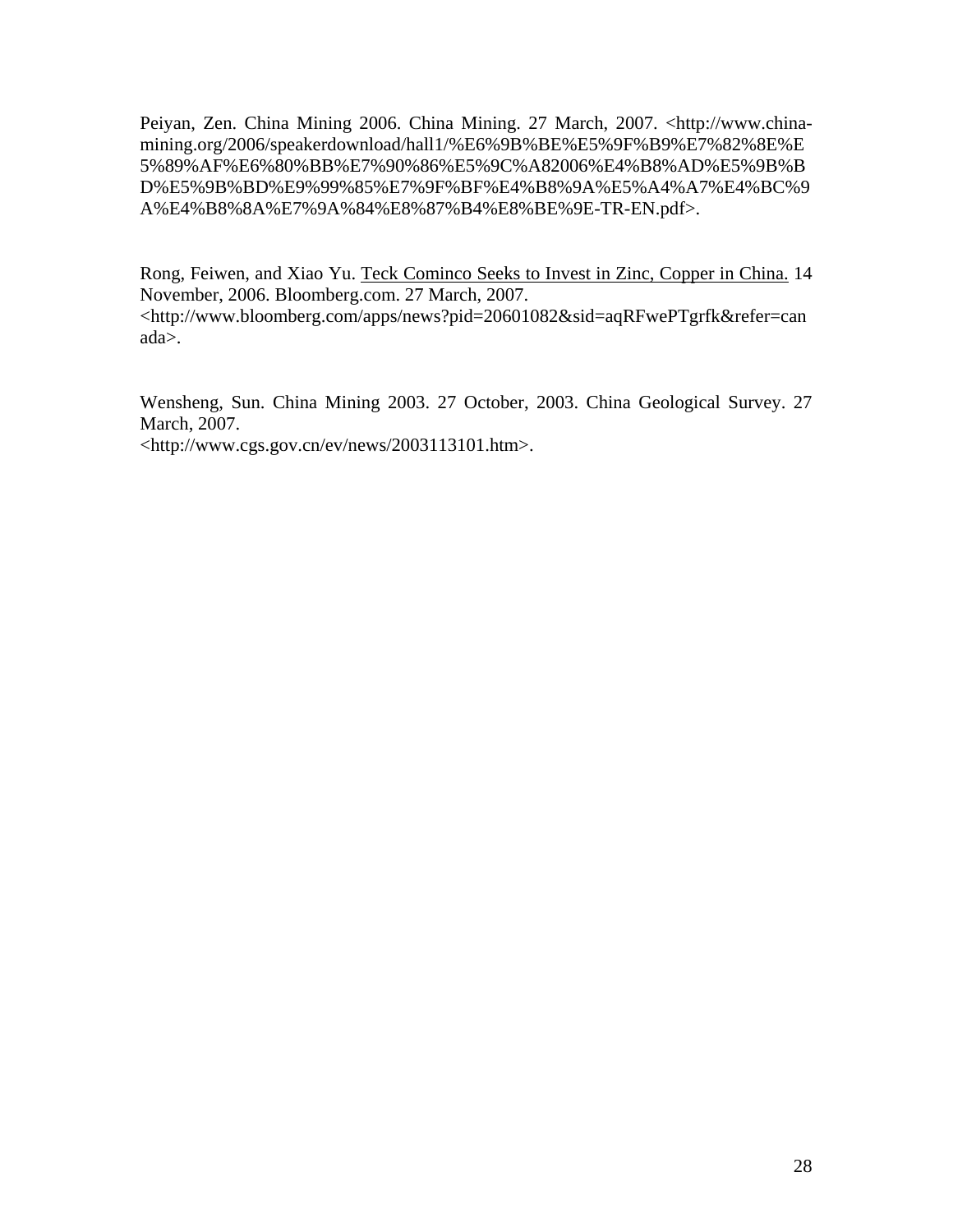Peiyan, Zen. China Mining 2006. China Mining. 27 March, 2007. <http://www.china-mining.org/2006/speakerdownload/hall1/%E6%9B%BE%E5%9F%B9%E7%82%8E%E5%89%AF%E6%80%BB%E7%90%86%E5%9C%A82006%E4%B8%AD%E5%9B%BD%E5%9B%BD%E9%99%85%E7%9F%BF%E4%B8%9A%E5%A4%A7%E4%BC%9A%E4%B8%8A%E7%9A%84%E8%87%B4%E8%BE%9E-TR-EN.pdf>.

Rong, Feiwen, and Xiao Yu. <u>Teck Cominco Seeks to Invest in Zinc, Copper in China.</u> 14 November, 2006. Bloomberg.com. 27 March, 2007. <http://www.bloomberg.com/apps/news?pid=20601082&sid=aqRFwePTgrfk&refer=canada>.

Wensheng, Sun. China Mining 2003. 27 October, 2003. China Geological Survey. 27 March, 2007. <http://www.cgs.gov.cn/ev/news/2003113101.htm>.